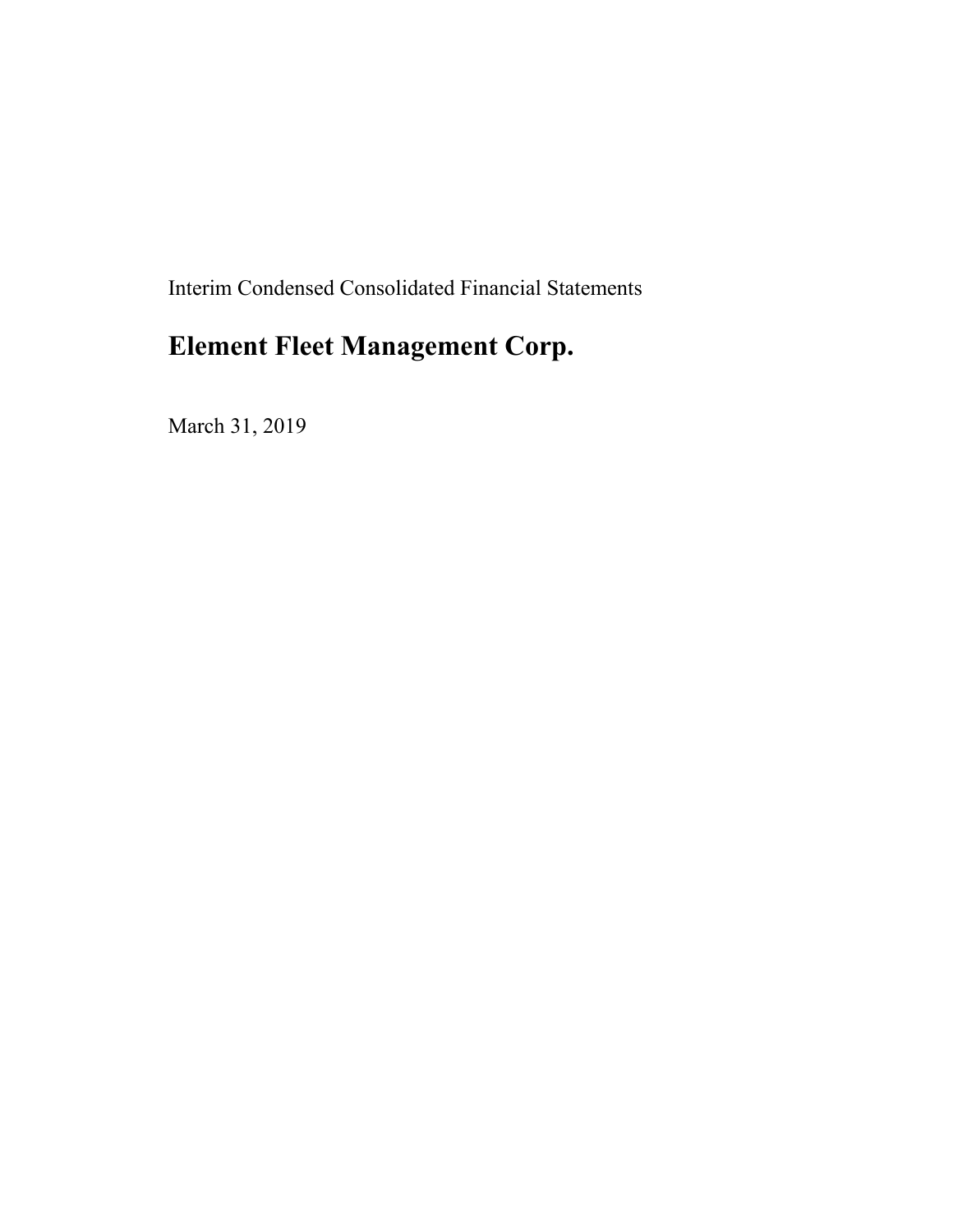Interim Condensed Consolidated Financial Statements

# Element Fleet Management Corp.

March 31, 2019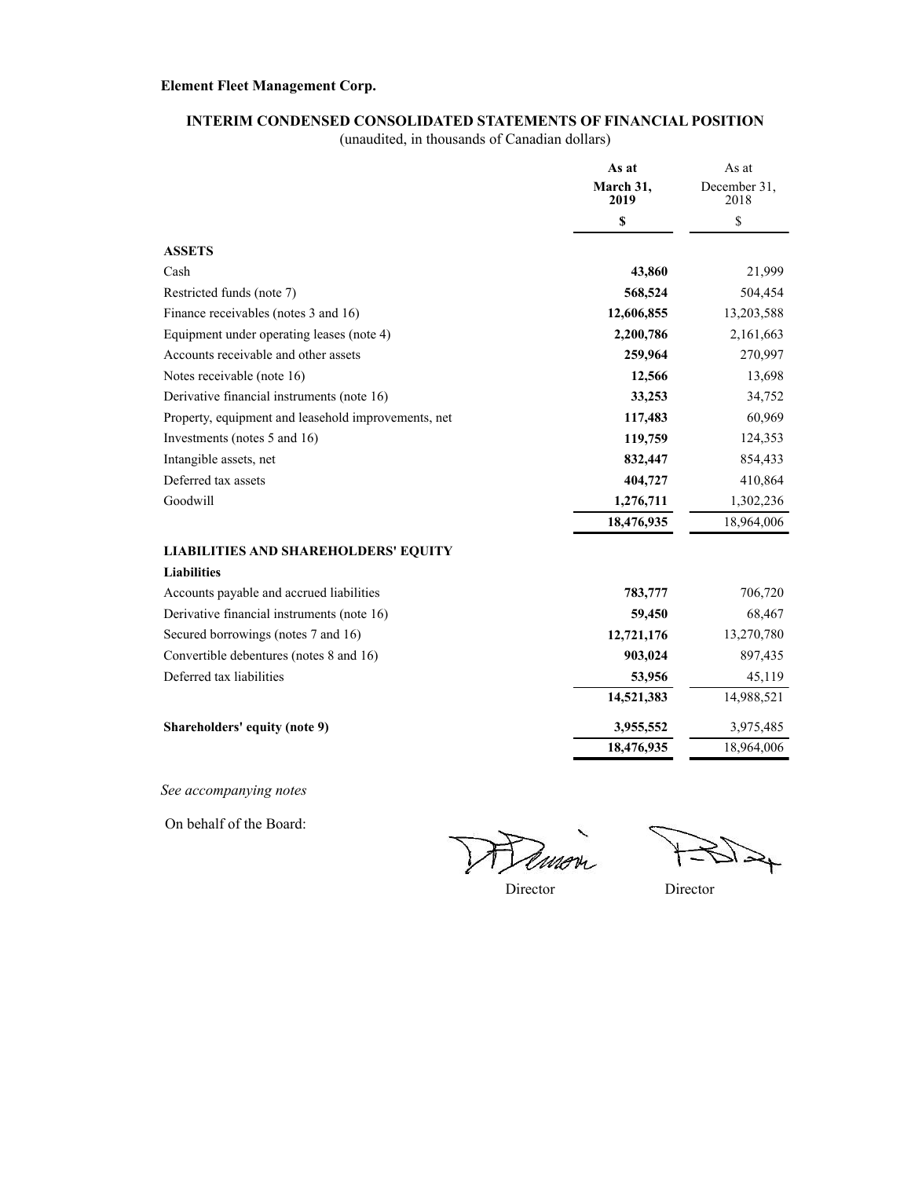**Element Fleet Management Corp.**

## INTERIM CONDENSED CONSOLIDATED STATEMENTS OF FINANCIAL POSITION

(unaudited, in thousands of Canadian dollars)

| | **As at March 31, 2019** | As at December 31, 2018 |
|---|---|---|
| | **$** | $ |
| **ASSETS** | | |
| Cash | **43,860** | 21,999 |
| Restricted funds (note 7) | **568,524** | 504,454 |
| Finance receivables (notes 3 and 16) | **12,606,855** | 13,203,588 |
| Equipment under operating leases (note 4) | **2,200,786** | 2,161,663 |
| Accounts receivable and other assets | **259,964** | 270,997 |
| Notes receivable (note 16) | **12,566** | 13,698 |
| Derivative financial instruments (note 16) | **33,253** | 34,752 |
| Property, equipment and leasehold improvements, net | **117,483** | 60,969 |
| Investments (notes 5 and 16) | **119,759** | 124,353 |
| Intangible assets, net | **832,447** | 854,433 |
| Deferred tax assets | **404,727** | 410,864 |
| Goodwill | **1,276,711** | 1,302,236 |
| | **18,476,935** | 18,964,006 |
| **LIABILITIES AND SHAREHOLDERS' EQUITY** | | |
| **Liabilities** | | |
| Accounts payable and accrued liabilities | **783,777** | 706,720 |
| Derivative financial instruments (note 16) | **59,450** | 68,467 |
| Secured borrowings (notes 7 and 16) | **12,721,176** | 13,270,780 |
| Convertible debentures (notes 8 and 16) | **903,024** | 897,435 |
| Deferred tax liabilities | **53,956** | 45,119 |
| | **14,521,383** | 14,988,521 |
| **Shareholders' equity (note 9)** | **3,955,552** | 3,975,485 |
| | **18,476,935** | 18,964,006 |

*See accompanying notes*

On behalf of the Board:

Director Director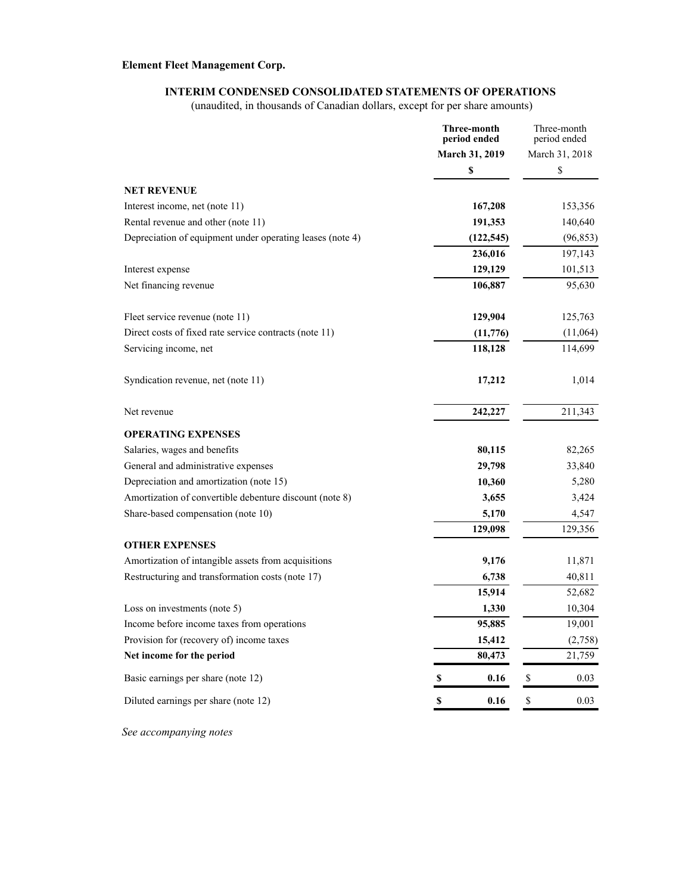**Element Fleet Management Corp.**

## INTERIM CONDENSED CONSOLIDATED STATEMENTS OF OPERATIONS

(unaudited, in thousands of Canadian dollars, except for per share amounts)

| | **Three-month period ended March 31, 2019** | Three-month period ended March 31, 2018 |
|---|---|---|
| | **$** | $ |
| **NET REVENUE** | | |
| Interest income, net (note 11) | **167,208** | 153,356 |
| Rental revenue and other (note 11) | **191,353** | 140,640 |
| Depreciation of equipment under operating leases (note 4) | **(122,545)** | (96,853) |
| | **236,016** | 197,143 |
| Interest expense | **129,129** | 101,513 |
| Net financing revenue | **106,887** | 95,630 |
| | | |
| Fleet service revenue (note 11) | **129,904** | 125,763 |
| Direct costs of fixed rate service contracts (note 11) | **(11,776)** | (11,064) |
| Servicing income, net | **118,128** | 114,699 |
| | | |
| Syndication revenue, net (note 11) | **17,212** | 1,014 |
| | | |
| Net revenue | **242,227** | 211,343 |
| **OPERATING EXPENSES** | | |
| Salaries, wages and benefits | **80,115** | 82,265 |
| General and administrative expenses | **29,798** | 33,840 |
| Depreciation and amortization (note 15) | **10,360** | 5,280 |
| Amortization of convertible debenture discount (note 8) | **3,655** | 3,424 |
| Share-based compensation (note 10) | **5,170** | 4,547 |
| | **129,098** | 129,356 |
| **OTHER EXPENSES** | | |
| Amortization of intangible assets from acquisitions | **9,176** | 11,871 |
| Restructuring and transformation costs (note 17) | **6,738** | 40,811 |
| | **15,914** | 52,682 |
| Loss on investments (note 5) | **1,330** | 10,304 |
| Income before income taxes from operations | **95,885** | 19,001 |
| Provision for (recovery of) income taxes | **15,412** | (2,758) |
| **Net income for the period** | **80,473** | 21,759 |
| Basic earnings per share (note 12) | **$ 0.16** | $ 0.03 |
| Diluted earnings per share (note 12) | **$ 0.16** | $ 0.03 |

*See accompanying notes*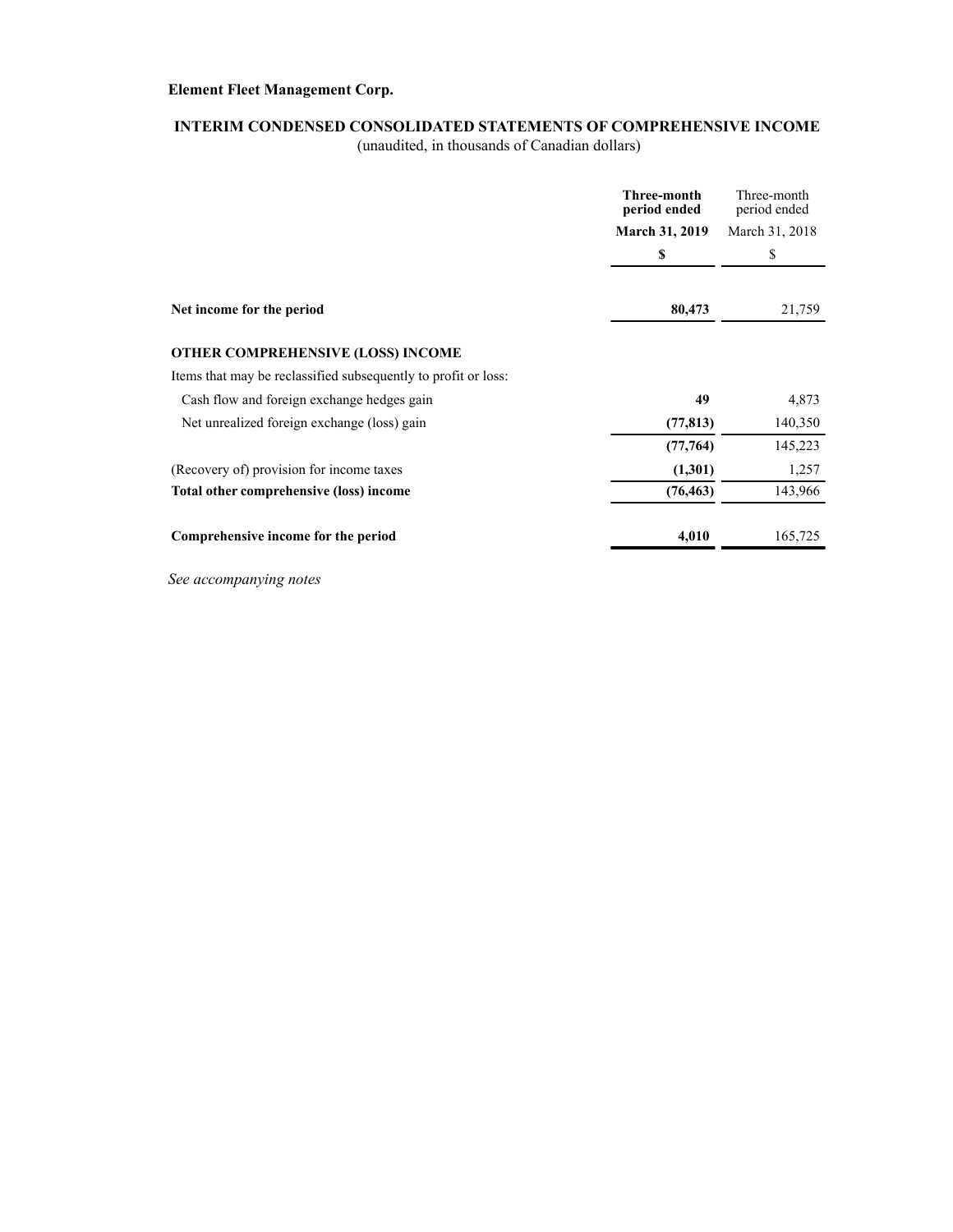**Element Fleet Management Corp.**

## INTERIM CONDENSED CONSOLIDATED STATEMENTS OF COMPREHENSIVE INCOME

(unaudited, in thousands of Canadian dollars)

| | **Three-month period ended March 31, 2019** | Three-month period ended March 31, 2018 |
|---|---|---|
| | **$** | $ |
| **Net income for the period** | **80,473** | 21,759 |
| **OTHER COMPREHENSIVE (LOSS) INCOME** | | |
| Items that may be reclassified subsequently to profit or loss: | | |
| Cash flow and foreign exchange hedges gain | **49** | 4,873 |
| Net unrealized foreign exchange (loss) gain | **(77,813)** | 140,350 |
| | **(77,764)** | 145,223 |
| (Recovery of) provision for income taxes | **(1,301)** | 1,257 |
| **Total other comprehensive (loss) income** | **(76,463)** | 143,966 |
| **Comprehensive income for the period** | **4,010** | 165,725 |

*See accompanying notes*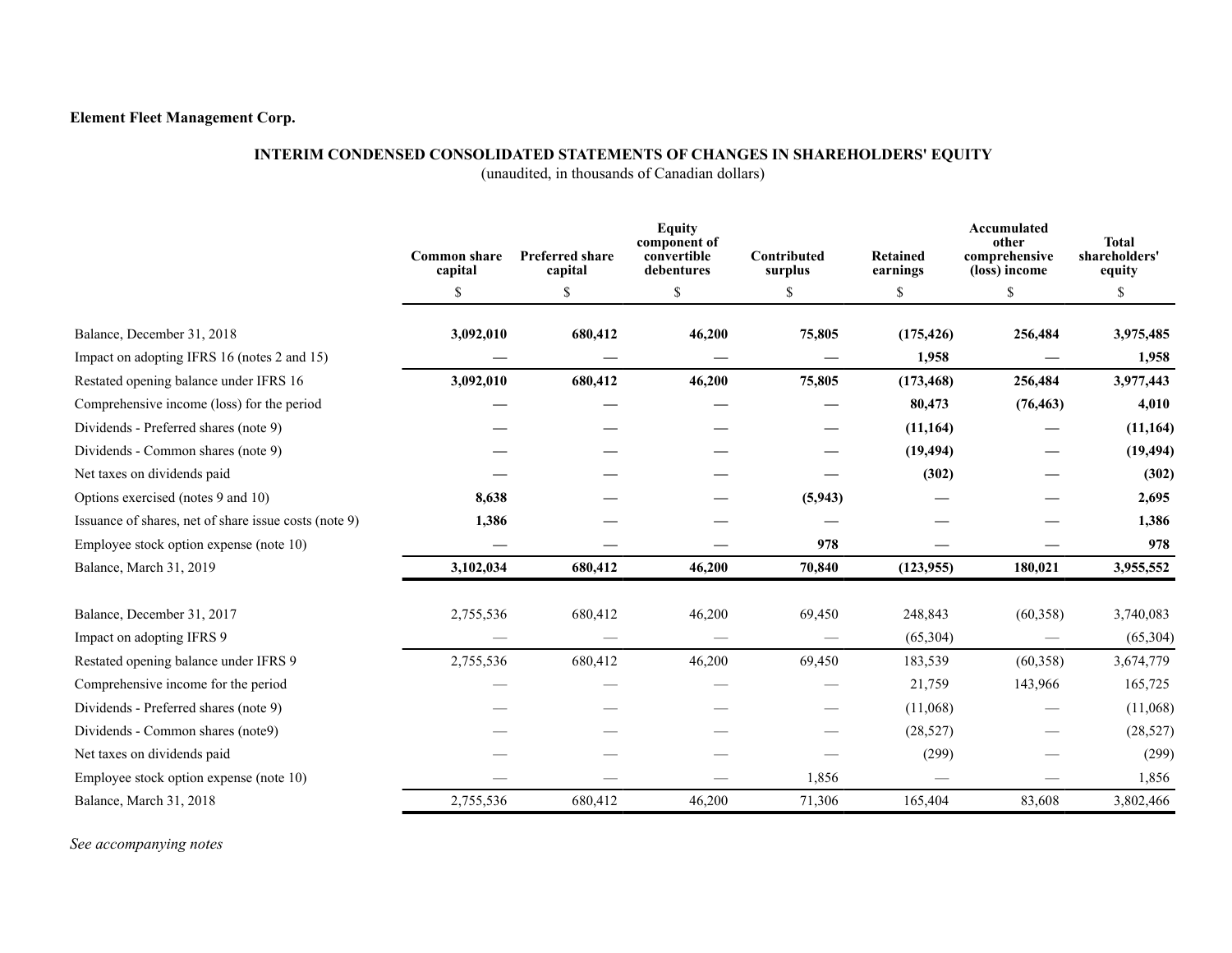**Element Fleet Management Corp.**

## INTERIM CONDENSED CONSOLIDATED STATEMENTS OF CHANGES IN SHAREHOLDERS' EQUITY

(unaudited, in thousands of Canadian dollars)

| | Common share capital | Preferred share capital | Equity component of convertible debentures | Contributed surplus | Retained earnings | Accumulated other comprehensive (loss) income | Total shareholders' equity |
|---|---|---|---|---|---|---|---|
| | $ | $ | $ | $ | $ | $ | $ |
| Balance, December 31, 2018 | **3,092,010** | **680,412** | **46,200** | **75,805** | **(175,426)** | **256,484** | **3,975,485** |
| Impact on adopting IFRS 16 (notes 2 and 15) | **—** | **—** | **—** | **—** | **1,958** | **—** | **1,958** |
| Restated opening balance under IFRS 16 | **3,092,010** | **680,412** | **46,200** | **75,805** | **(173,468)** | **256,484** | **3,977,443** |
| Comprehensive income (loss) for the period | **—** | **—** | **—** | **—** | **80,473** | **(76,463)** | **4,010** |
| Dividends - Preferred shares (note 9) | **—** | **—** | **—** | **—** | **(11,164)** | **—** | **(11,164)** |
| Dividends - Common shares (note 9) | **—** | **—** | **—** | **—** | **(19,494)** | **—** | **(19,494)** |
| Net taxes on dividends paid | **—** | **—** | **—** | **—** | **(302)** | **—** | **(302)** |
| Options exercised (notes 9 and 10) | **8,638** | **—** | **—** | **(5,943)** | **—** | **—** | **2,695** |
| Issuance of shares, net of share issue costs (note 9) | **1,386** | **—** | **—** | **—** | **—** | **—** | **1,386** |
| Employee stock option expense (note 10) | **—** | **—** | **—** | **978** | **—** | **—** | **978** |
| Balance, March 31, 2019 | **3,102,034** | **680,412** | **46,200** | **70,840** | **(123,955)** | **180,021** | **3,955,552** |
| | | | | | | | |
| Balance, December 31, 2017 | 2,755,536 | 680,412 | 46,200 | 69,450 | 248,843 | (60,358) | 3,740,083 |
| Impact on adopting IFRS 9 | — | — | — | — | (65,304) | — | (65,304) |
| Restated opening balance under IFRS 9 | 2,755,536 | 680,412 | 46,200 | 69,450 | 183,539 | (60,358) | 3,674,779 |
| Comprehensive income for the period | — | — | — | — | 21,759 | 143,966 | 165,725 |
| Dividends - Preferred shares (note 9) | — | — | — | — | (11,068) | — | (11,068) |
| Dividends - Common shares (note9) | — | — | — | — | (28,527) | — | (28,527) |
| Net taxes on dividends paid | — | — | — | — | (299) | — | (299) |
| Employee stock option expense (note 10) | — | — | — | 1,856 | — | — | 1,856 |
| Balance, March 31, 2018 | 2,755,536 | 680,412 | 46,200 | 71,306 | 165,404 | 83,608 | 3,802,466 |

*See accompanying notes*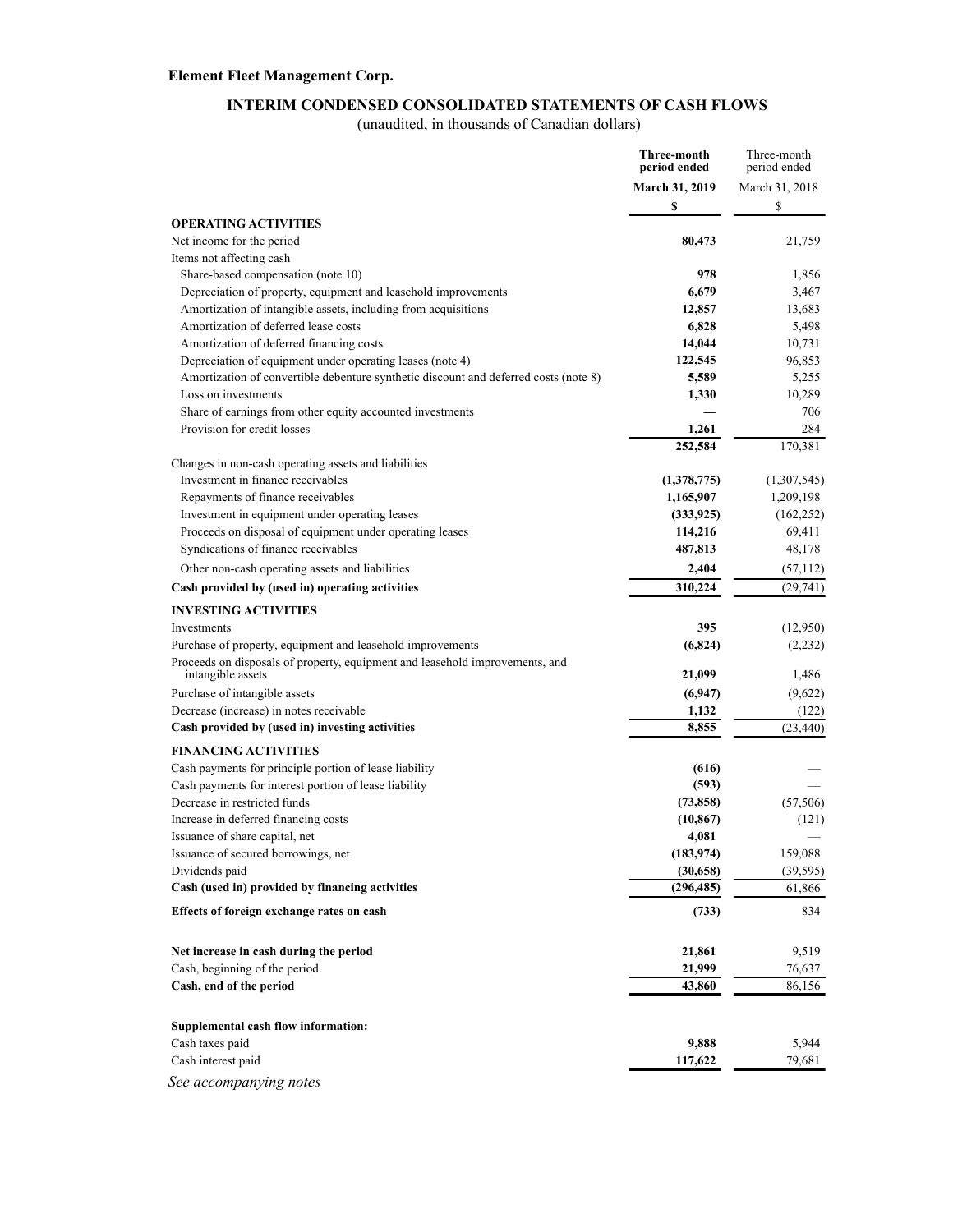**Element Fleet Management Corp.**

## INTERIM CONDENSED CONSOLIDATED STATEMENTS OF CASH FLOWS

(unaudited, in thousands of Canadian dollars)

| | **Three-month period ended March 31, 2019** | Three-month period ended March 31, 2018 |
|---|---|---|
| | **$** | $ |
| **OPERATING ACTIVITIES** | | |
| Net income for the period | **80,473** | 21,759 |
| Items not affecting cash | | |
| Share-based compensation (note 10) | **978** | 1,856 |
| Depreciation of property, equipment and leasehold improvements | **6,679** | 3,467 |
| Amortization of intangible assets, including from acquisitions | **12,857** | 13,683 |
| Amortization of deferred lease costs | **6,828** | 5,498 |
| Amortization of deferred financing costs | **14,044** | 10,731 |
| Depreciation of equipment under operating leases (note 4) | **122,545** | 96,853 |
| Amortization of convertible debenture synthetic discount and deferred costs (note 8) | **5,589** | 5,255 |
| Loss on investments | **1,330** | 10,289 |
| Share of earnings from other equity accounted investments | **—** | 706 |
| Provision for credit losses | **1,261** | 284 |
| | **252,584** | 170,381 |
| Changes in non-cash operating assets and liabilities | | |
| Investment in finance receivables | **(1,378,775)** | (1,307,545) |
| Repayments of finance receivables | **1,165,907** | 1,209,198 |
| Investment in equipment under operating leases | **(333,925)** | (162,252) |
| Proceeds on disposal of equipment under operating leases | **114,216** | 69,411 |
| Syndications of finance receivables | **487,813** | 48,178 |
| Other non-cash operating assets and liabilities | **2,404** | (57,112) |
| **Cash provided by (used in) operating activities** | **310,224** | (29,741) |
| **INVESTING ACTIVITIES** | | |
| Investments | **395** | (12,950) |
| Purchase of property, equipment and leasehold improvements | **(6,824)** | (2,232) |
| Proceeds on disposals of property, equipment and leasehold improvements, and intangible assets | **21,099** | 1,486 |
| Purchase of intangible assets | **(6,947)** | (9,622) |
| Decrease (increase) in notes receivable | **1,132** | (122) |
| **Cash provided by (used in) investing activities** | **8,855** | (23,440) |
| **FINANCING ACTIVITIES** | | |
| Cash payments for principle portion of lease liability | **(616)** | — |
| Cash payments for interest portion of lease liability | **(593)** | — |
| Decrease in restricted funds | **(73,858)** | (57,506) |
| Increase in deferred financing costs | **(10,867)** | (121) |
| Issuance of share capital, net | **4,081** | — |
| Issuance of secured borrowings, net | **(183,974)** | 159,088 |
| Dividends paid | **(30,658)** | (39,595) |
| **Cash (used in) provided by financing activities** | **(296,485)** | 61,866 |
| **Effects of foreign exchange rates on cash** | **(733)** | 834 |
| **Net increase in cash during the period** | **21,861** | 9,519 |
| Cash, beginning of the period | **21,999** | 76,637 |
| **Cash, end of the period** | **43,860** | 86,156 |
| **Supplemental cash flow information:** | | |
| Cash taxes paid | **9,888** | 5,944 |
| Cash interest paid | **117,622** | 79,681 |

*See accompanying notes*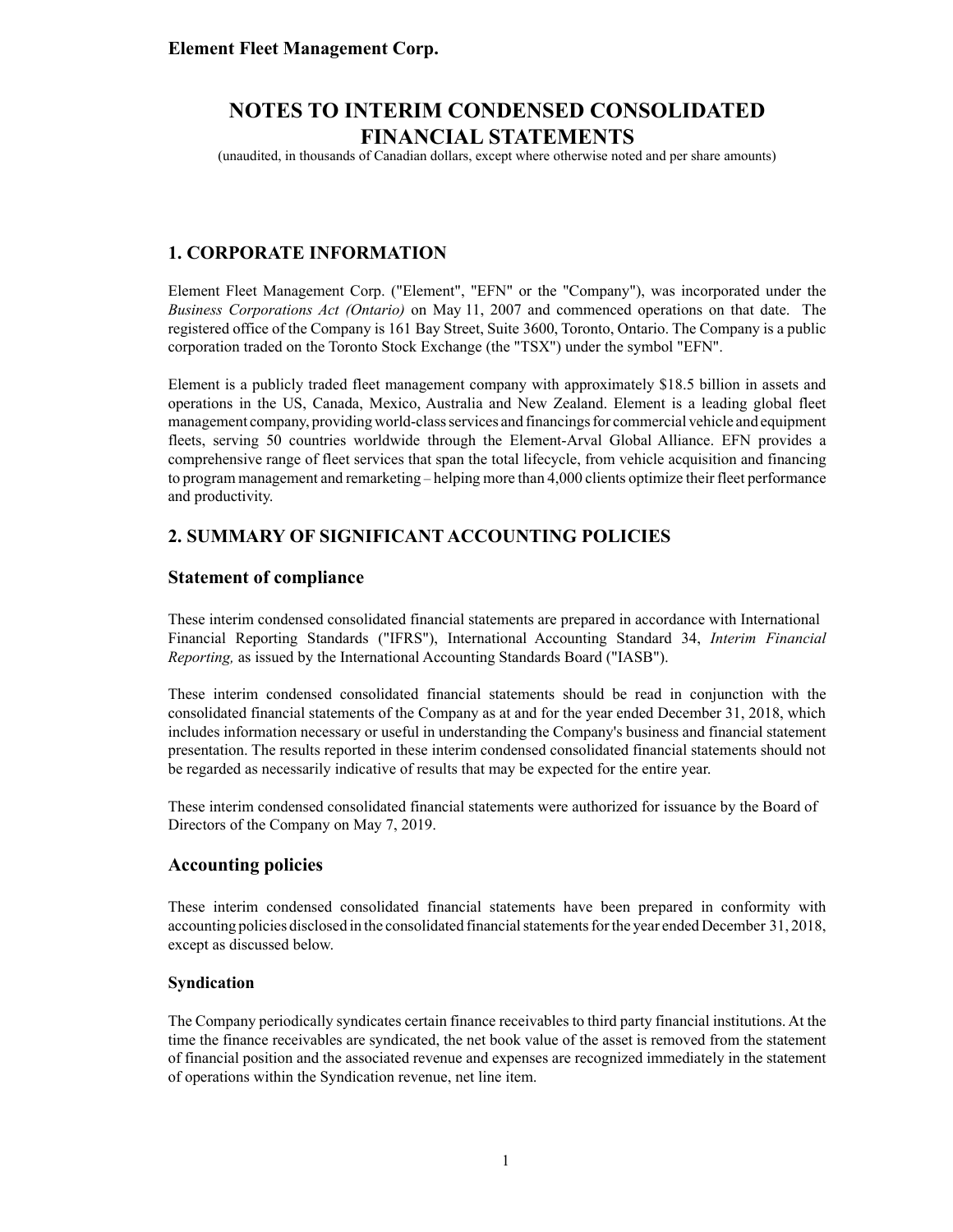# NOTES TO INTERIM CONDENSED CONSOLIDATED FINANCIAL STATEMENTS

(unaudited, in thousands of Canadian dollars, except where otherwise noted and per share amounts)

## 1. CORPORATE INFORMATION

Element Fleet Management Corp. ("Element", "EFN" or the "Company"), was incorporated under the *Business Corporations Act (Ontario)* on May 11, 2007 and commenced operations on that date. The registered office of the Company is 161 Bay Street, Suite 3600, Toronto, Ontario. The Company is a public corporation traded on the Toronto Stock Exchange (the "TSX") under the symbol "EFN".

Element is a publicly traded fleet management company with approximately $18.5 billion in assets and operations in the US, Canada, Mexico, Australia and New Zealand. Element is a leading global fleet management company, providing world-class services and financings for commercial vehicle and equipment fleets, serving 50 countries worldwide through the Element-Arval Global Alliance. EFN provides a comprehensive range of fleet services that span the total lifecycle, from vehicle acquisition and financing to program management and remarketing – helping more than 4,000 clients optimize their fleet performance and productivity.

## 2. SUMMARY OF SIGNIFICANT ACCOUNTING POLICIES

### Statement of compliance

These interim condensed consolidated financial statements are prepared in accordance with International Financial Reporting Standards ("IFRS"), International Accounting Standard 34, *Interim Financial Reporting,* as issued by the International Accounting Standards Board ("IASB").

These interim condensed consolidated financial statements should be read in conjunction with the consolidated financial statements of the Company as at and for the year ended December 31, 2018, which includes information necessary or useful in understanding the Company's business and financial statement presentation. The results reported in these interim condensed consolidated financial statements should not be regarded as necessarily indicative of results that may be expected for the entire year.

These interim condensed consolidated financial statements were authorized for issuance by the Board of Directors of the Company on May 7, 2019.

### Accounting policies

These interim condensed consolidated financial statements have been prepared in conformity with accounting policies disclosed in the consolidated financial statements for the year ended December 31, 2018, except as discussed below.

#### Syndication

The Company periodically syndicates certain finance receivables to third party financial institutions. At the time the finance receivables are syndicated, the net book value of the asset is removed from the statement of financial position and the associated revenue and expenses are recognized immediately in the statement of operations within the Syndication revenue, net line item.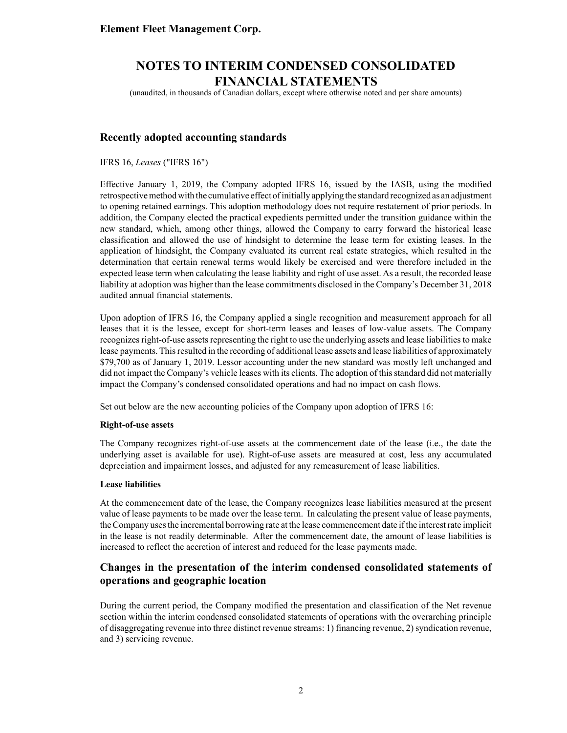## Recently adopted accounting standards

IFRS 16, *Leases* ("IFRS 16")

Effective January 1, 2019, the Company adopted IFRS 16, issued by the IASB, using the modified retrospective method with the cumulative effect of initially applying the standard recognized as an adjustment to opening retained earnings. This adoption methodology does not require restatement of prior periods. In addition, the Company elected the practical expedients permitted under the transition guidance within the new standard, which, among other things, allowed the Company to carry forward the historical lease classification and allowed the use of hindsight to determine the lease term for existing leases. In the application of hindsight, the Company evaluated its current real estate strategies, which resulted in the determination that certain renewal terms would likely be exercised and were therefore included in the expected lease term when calculating the lease liability and right of use asset. As a result, the recorded lease liability at adoption was higher than the lease commitments disclosed in the Company's December 31, 2018 audited annual financial statements.

Upon adoption of IFRS 16, the Company applied a single recognition and measurement approach for all leases that it is the lessee, except for short-term leases and leases of low-value assets. The Company recognizes right-of-use assets representing the right to use the underlying assets and lease liabilities to make lease payments. This resulted in the recording of additional lease assets and lease liabilities of approximately $79,700 as of January 1, 2019. Lessor accounting under the new standard was mostly left unchanged and did not impact the Company's vehicle leases with its clients. The adoption of this standard did not materially impact the Company's condensed consolidated operations and had no impact on cash flows.

Set out below are the new accounting policies of the Company upon adoption of IFRS 16:

**Right-of-use assets**

The Company recognizes right-of-use assets at the commencement date of the lease (i.e., the date the underlying asset is available for use). Right-of-use assets are measured at cost, less any accumulated depreciation and impairment losses, and adjusted for any remeasurement of lease liabilities.

**Lease liabilities**

At the commencement date of the lease, the Company recognizes lease liabilities measured at the present value of lease payments to be made over the lease term. In calculating the present value of lease payments, the Company uses the incremental borrowing rate at the lease commencement date if the interest rate implicit in the lease is not readily determinable. After the commencement date, the amount of lease liabilities is increased to reflect the accretion of interest and reduced for the lease payments made.

## Changes in the presentation of the interim condensed consolidated statements of operations and geographic location

During the current period, the Company modified the presentation and classification of the Net revenue section within the interim condensed consolidated statements of operations with the overarching principle of disaggregating revenue into three distinct revenue streams: 1) financing revenue, 2) syndication revenue, and 3) servicing revenue.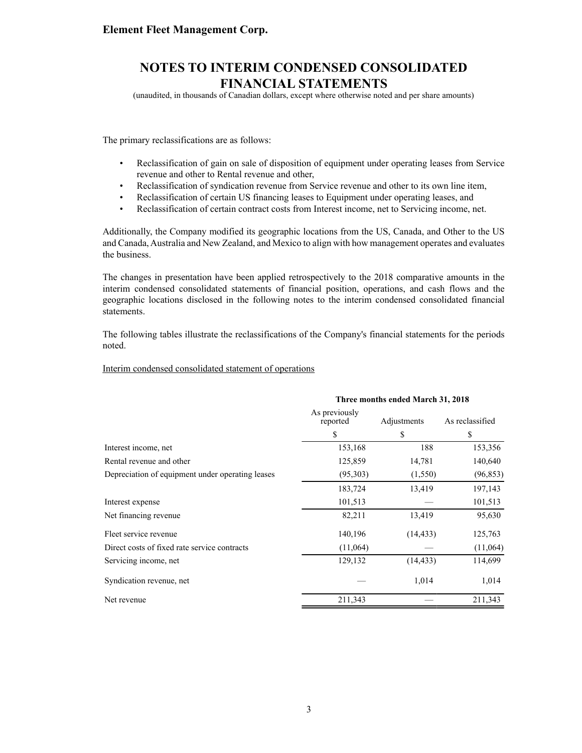The primary reclassifications are as follows:

- Reclassification of gain on sale of disposition of equipment under operating leases from Service revenue and other to Rental revenue and other,
- Reclassification of syndication revenue from Service revenue and other to its own line item,
- Reclassification of certain US financing leases to Equipment under operating leases, and
- Reclassification of certain contract costs from Interest income, net to Servicing income, net.

Additionally, the Company modified its geographic locations from the US, Canada, and Other to the US and Canada, Australia and New Zealand, and Mexico to align with how management operates and evaluates the business.

The changes in presentation have been applied retrospectively to the 2018 comparative amounts in the interim condensed consolidated statements of financial position, operations, and cash flows and the geographic locations disclosed in the following notes to the interim condensed consolidated financial statements.

The following tables illustrate the reclassifications of the Company's financial statements for the periods noted.

Interim condensed consolidated statement of operations

| | Three months ended March 31, 2018 | | |
|---|---|---|---|
| | As previously reported | Adjustments | As reclassified |
| | $ | $ | $ |
| Interest income, net | 153,168 | 188 | 153,356 |
| Rental revenue and other | 125,859 | 14,781 | 140,640 |
| Depreciation of equipment under operating leases | (95,303) | (1,550) | (96,853) |
| | 183,724 | 13,419 | 197,143 |
| Interest expense | 101,513 | — | 101,513 |
| Net financing revenue | 82,211 | 13,419 | 95,630 |
| Fleet service revenue | 140,196 | (14,433) | 125,763 |
| Direct costs of fixed rate service contracts | (11,064) | — | (11,064) |
| Servicing income, net | 129,132 | (14,433) | 114,699 |
| Syndication revenue, net | — | 1,014 | 1,014 |
| Net revenue | 211,343 | — | 211,343 |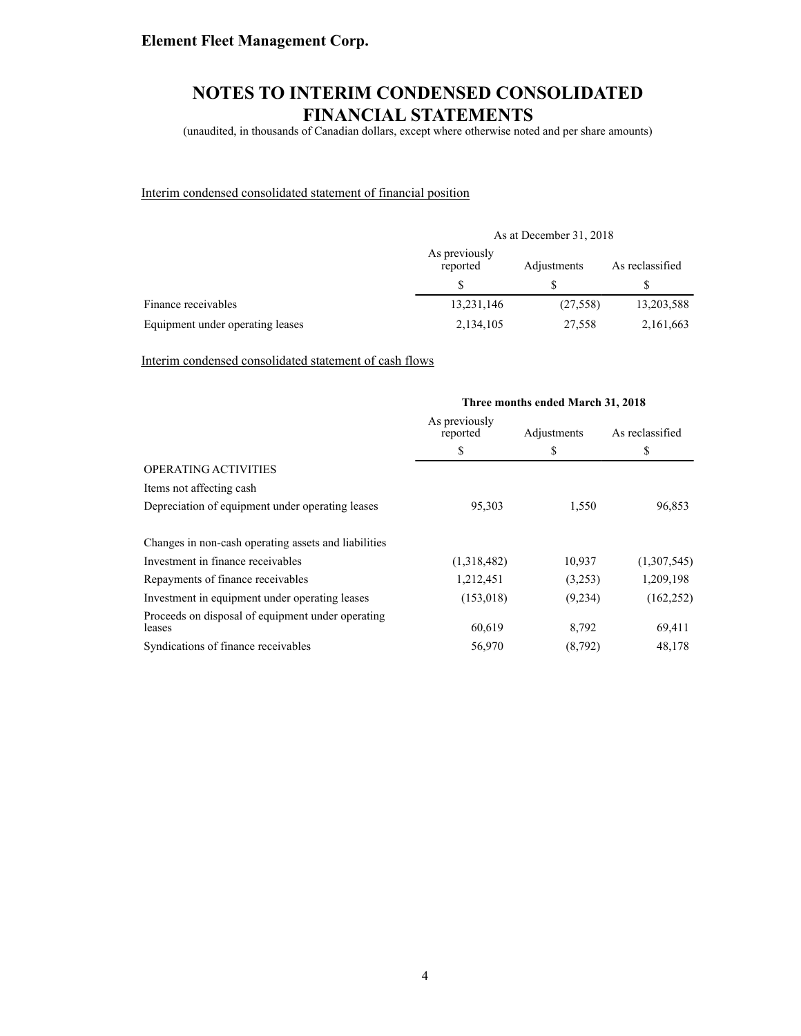Element Fleet Management Corp.

# NOTES TO INTERIM CONDENSED CONSOLIDATED FINANCIAL STATEMENTS

(unaudited, in thousands of Canadian dollars, except where otherwise noted and per share amounts)

Interim condensed consolidated statement of financial position

| | As at December 31, 2018 | | |
|---|---|---|---|
| | As previously reported | Adjustments | As reclassified |
| | $ | $ | $ |
| Finance receivables | 13,231,146 | (27,558) | 13,203,588 |
| Equipment under operating leases | 2,134,105 | 27,558 | 2,161,663 |

Interim condensed consolidated statement of cash flows

| | **Three months ended March 31, 2018** | | |
|---|---|---|---|
| | As previously reported | Adjustments | As reclassified |
| | $ | $ | $ |
| OPERATING ACTIVITIES | | | |
| Items not affecting cash | | | |
| Depreciation of equipment under operating leases | 95,303 | 1,550 | 96,853 |
| Changes in non-cash operating assets and liabilities | | | |
| Investment in finance receivables | (1,318,482) | 10,937 | (1,307,545) |
| Repayments of finance receivables | 1,212,451 | (3,253) | 1,209,198 |
| Investment in equipment under operating leases | (153,018) | (9,234) | (162,252) |
| Proceeds on disposal of equipment under operating leases | 60,619 | 8,792 | 69,411 |
| Syndications of finance receivables | 56,970 | (8,792) | 48,178 |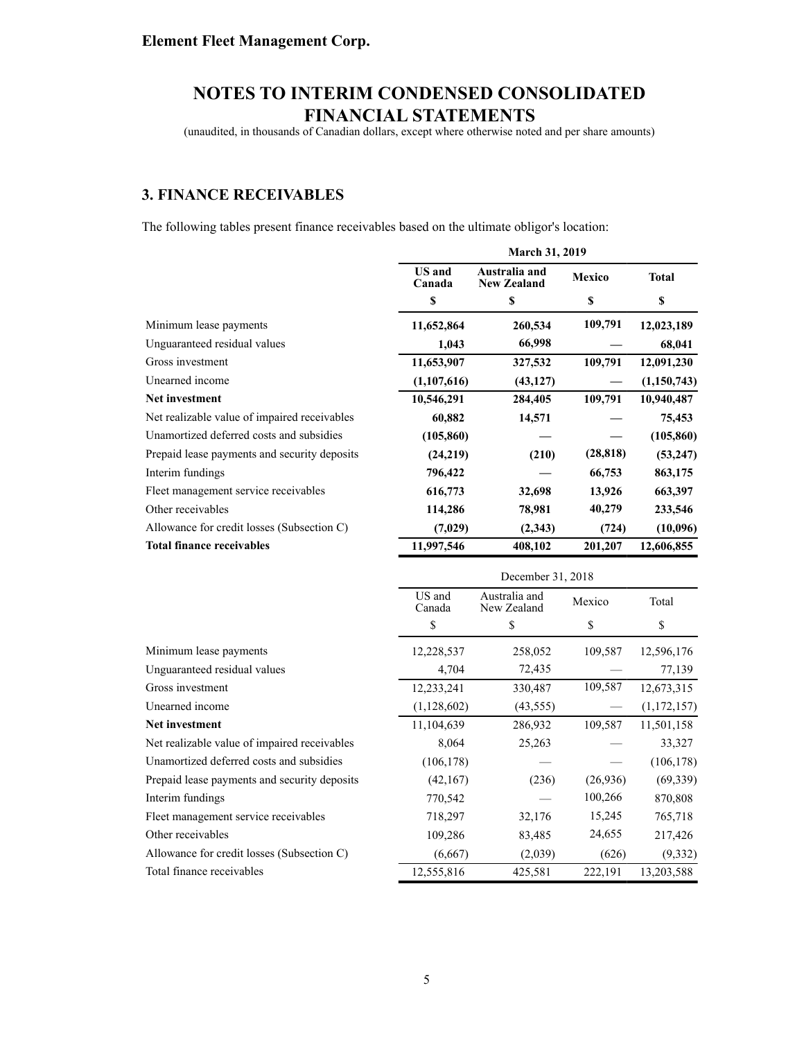**Element Fleet Management Corp.**

# NOTES TO INTERIM CONDENSED CONSOLIDATED FINANCIAL STATEMENTS

(unaudited, in thousands of Canadian dollars, except where otherwise noted and per share amounts)

## 3. FINANCE RECEIVABLES

The following tables present finance receivables based on the ultimate obligor's location:

| | **March 31, 2019** | | | |
|---|---|---|---|---|
| | **US and Canada** | **Australia and New Zealand** | **Mexico** | **Total** |
| | **$** | **$** | **$** | **$** |
| Minimum lease payments | **11,652,864** | **260,534** | **109,791** | **12,023,189** |
| Unguaranteed residual values | **1,043** | **66,998** | **—** | **68,041** |
| Gross investment | **11,653,907** | **327,532** | **109,791** | **12,091,230** |
| Unearned income | **(1,107,616)** | **(43,127)** | **—** | **(1,150,743)** |
| **Net investment** | **10,546,291** | **284,405** | **109,791** | **10,940,487** |
| Net realizable value of impaired receivables | **60,882** | **14,571** | **—** | **75,453** |
| Unamortized deferred costs and subsidies | **(105,860)** | **—** | **—** | **(105,860)** |
| Prepaid lease payments and security deposits | **(24,219)** | **(210)** | **(28,818)** | **(53,247)** |
| Interim fundings | **796,422** | **—** | **66,753** | **863,175** |
| Fleet management service receivables | **616,773** | **32,698** | **13,926** | **663,397** |
| Other receivables | **114,286** | **78,981** | **40,279** | **233,546** |
| Allowance for credit losses (Subsection C) | **(7,029)** | **(2,343)** | **(724)** | **(10,096)** |
| **Total finance receivables** | **11,997,546** | **408,102** | **201,207** | **12,606,855** |

| | December 31, 2018 | | | |
|---|---|---|---|---|
| | US and Canada | Australia and New Zealand | Mexico | Total |
| | $ | $ | $ | $ |
| Minimum lease payments | 12,228,537 | 258,052 | 109,587 | 12,596,176 |
| Unguaranteed residual values | 4,704 | 72,435 | — | 77,139 |
| Gross investment | 12,233,241 | 330,487 | 109,587 | 12,673,315 |
| Unearned income | (1,128,602) | (43,555) | — | (1,172,157) |
| **Net investment** | 11,104,639 | 286,932 | 109,587 | 11,501,158 |
| Net realizable value of impaired receivables | 8,064 | 25,263 | — | 33,327 |
| Unamortized deferred costs and subsidies | (106,178) | — | — | (106,178) |
| Prepaid lease payments and security deposits | (42,167) | (236) | (26,936) | (69,339) |
| Interim fundings | 770,542 | — | 100,266 | 870,808 |
| Fleet management service receivables | 718,297 | 32,176 | 15,245 | 765,718 |
| Other receivables | 109,286 | 83,485 | 24,655 | 217,426 |
| Allowance for credit losses (Subsection C) | (6,667) | (2,039) | (626) | (9,332) |
| Total finance receivables | 12,555,816 | 425,581 | 222,191 | 13,203,588 |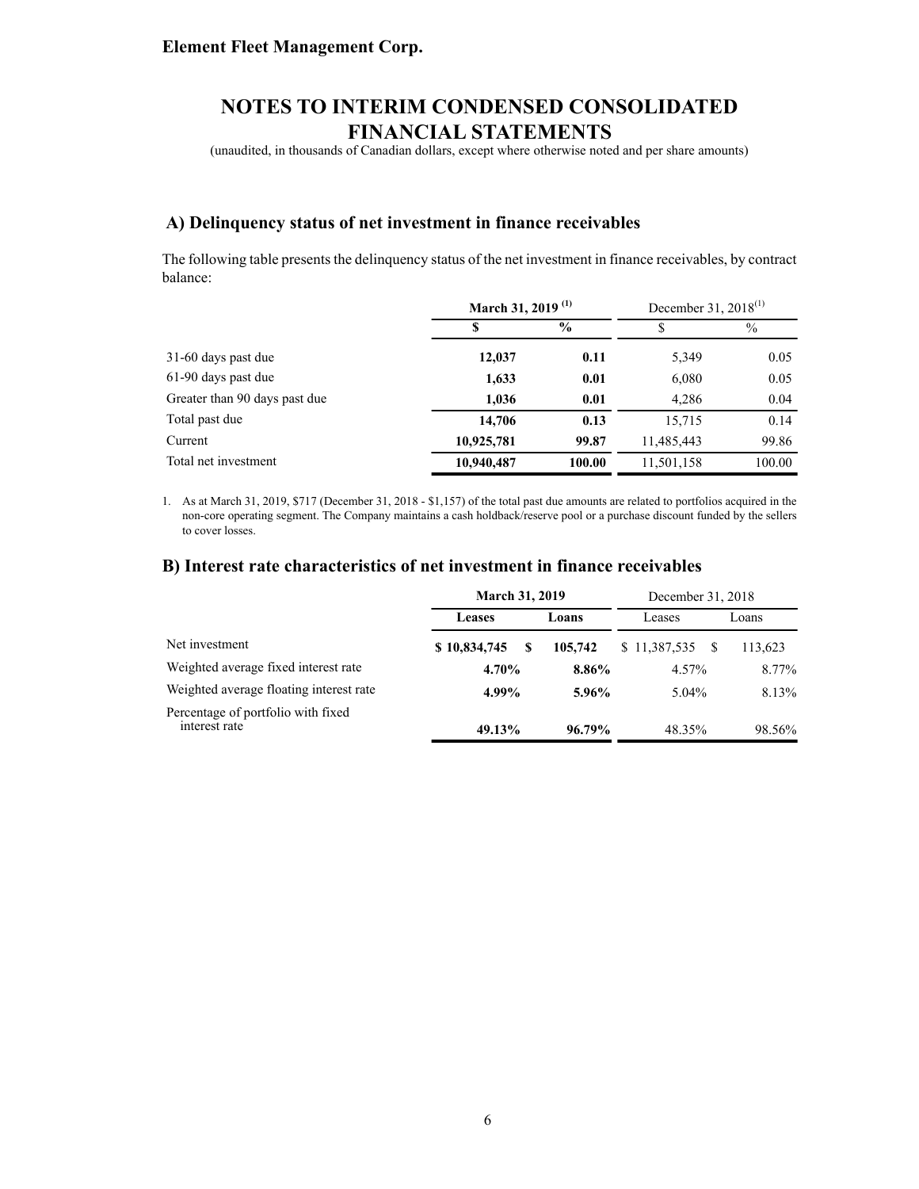**Element Fleet Management Corp.**

# NOTES TO INTERIM CONDENSED CONSOLIDATED FINANCIAL STATEMENTS

(unaudited, in thousands of Canadian dollars, except where otherwise noted and per share amounts)

## A) Delinquency status of net investment in finance receivables

The following table presents the delinquency status of the net investment in finance receivables, by contract balance:

| | **March 31, 2019 [(1)]** | | December 31, 2018[(1)] | |
|---|---|---|---|---|
| | **$** | **%** | $ | % |
| 31-60 days past due | **12,037** | **0.11** | 5,349 | 0.05 |
| 61-90 days past due | **1,633** | **0.01** | 6,080 | 0.05 |
| Greater than 90 days past due | **1,036** | **0.01** | 4,286 | 0.04 |
| Total past due | **14,706** | **0.13** | 15,715 | 0.14 |
| Current | **10,925,781** | **99.87** | 11,485,443 | 99.86 |
| Total net investment | **10,940,487** | **100.00** | 11,501,158 | 100.00 |

1. As at March 31, 2019, $717 (December 31, 2018 - $1,157) of the total past due amounts are related to portfolios acquired in the non-core operating segment. The Company maintains a cash holdback/reserve pool or a purchase discount funded by the sellers to cover losses.

## B) Interest rate characteristics of net investment in finance receivables

| | **March 31, 2019** | | December 31, 2018 | |
|---|---|---|---|---|
| | **Leases** | **Loans** | Leases | Loans |
| Net investment | **$ 10,834,745** | **$ 105,742** | $ 11,387,535 | $ 113,623 |
| Weighted average fixed interest rate | **4.70%** | **8.86%** | 4.57% | 8.77% |
| Weighted average floating interest rate | **4.99%** | **5.96%** | 5.04% | 8.13% |
| Percentage of portfolio with fixed interest rate | **49.13%** | **96.79%** | 48.35% | 98.56% |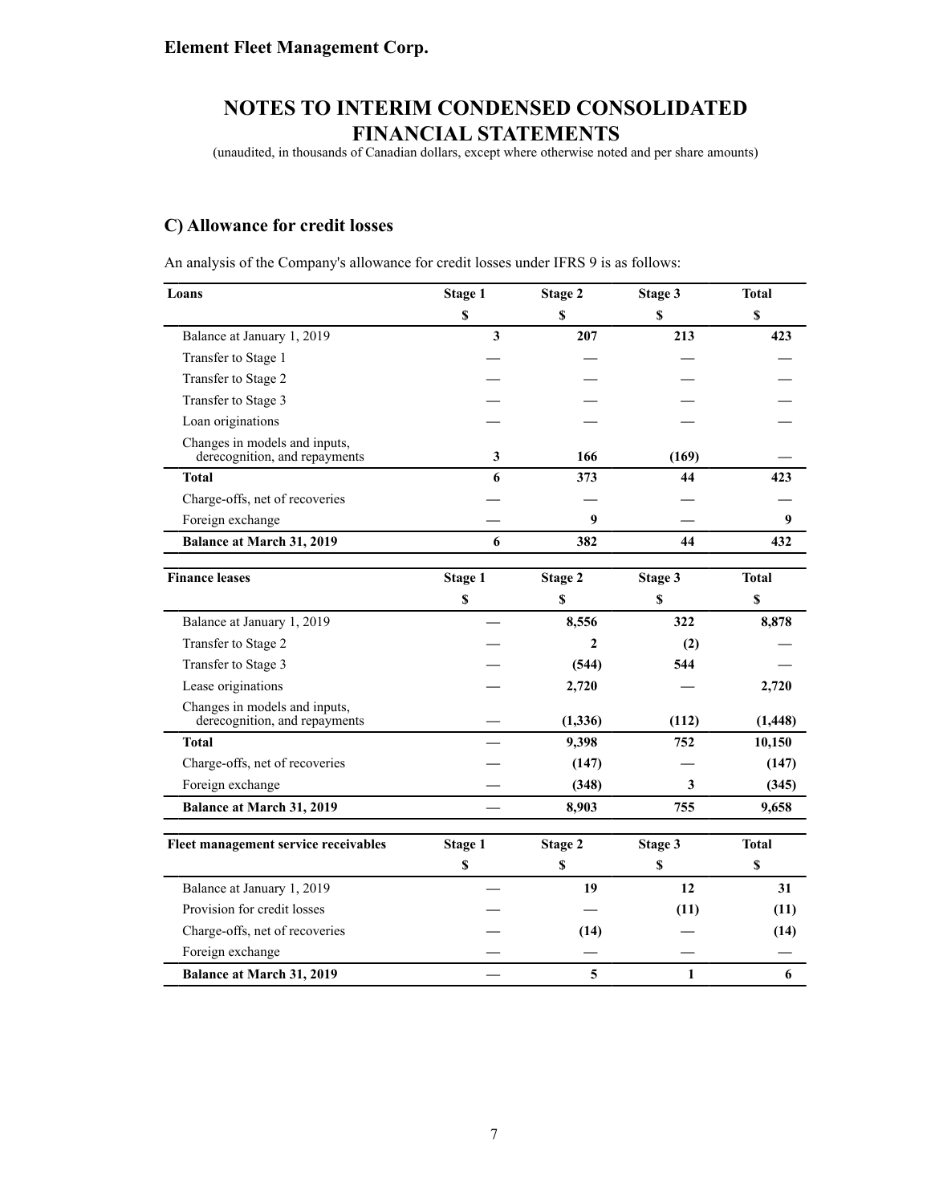**Element Fleet Management Corp.**

# NOTES TO INTERIM CONDENSED CONSOLIDATED FINANCIAL STATEMENTS

(unaudited, in thousands of Canadian dollars, except where otherwise noted and per share amounts)

## C) Allowance for credit losses

An analysis of the Company's allowance for credit losses under IFRS 9 is as follows:

| Loans | Stage 1 | Stage 2 | Stage 3 | Total |
|---|---|---|---|---|
| | $ | $ | $ | $ |
| Balance at January 1, 2019 | 3 | 207 | 213 | 423 |
| Transfer to Stage 1 | — | — | — | — |
| Transfer to Stage 2 | — | — | — | — |
| Transfer to Stage 3 | — | — | — | — |
| Loan originations | — | — | — | — |
| Changes in models and inputs, derecognition, and repayments | 3 | 166 | (169) | — |
| **Total** | **6** | **373** | **44** | **423** |
| Charge-offs, net of recoveries | — | — | — | — |
| Foreign exchange | — | 9 | — | 9 |
| **Balance at March 31, 2019** | **6** | **382** | **44** | **432** |

| Finance leases | Stage 1 | Stage 2 | Stage 3 | Total |
|---|---|---|---|---|
| | $ | $ | $ | $ |
| Balance at January 1, 2019 | — | 8,556 | 322 | 8,878 |
| Transfer to Stage 2 | — | 2 | (2) | — |
| Transfer to Stage 3 | — | (544) | 544 | — |
| Lease originations | — | 2,720 | — | 2,720 |
| Changes in models and inputs, derecognition, and repayments | — | (1,336) | (112) | (1,448) |
| **Total** | **—** | **9,398** | **752** | **10,150** |
| Charge-offs, net of recoveries | — | (147) | — | (147) |
| Foreign exchange | — | (348) | 3 | (345) |
| **Balance at March 31, 2019** | **—** | **8,903** | **755** | **9,658** |

| Fleet management service receivables | Stage 1 | Stage 2 | Stage 3 | Total |
|---|---|---|---|---|
| | $ | $ | $ | $ |
| Balance at January 1, 2019 | — | 19 | 12 | 31 |
| Provision for credit losses | — | — | (11) | (11) |
| Charge-offs, net of recoveries | — | (14) | — | (14) |
| Foreign exchange | — | — | — | — |
| **Balance at March 31, 2019** | **—** | **5** | **1** | **6** |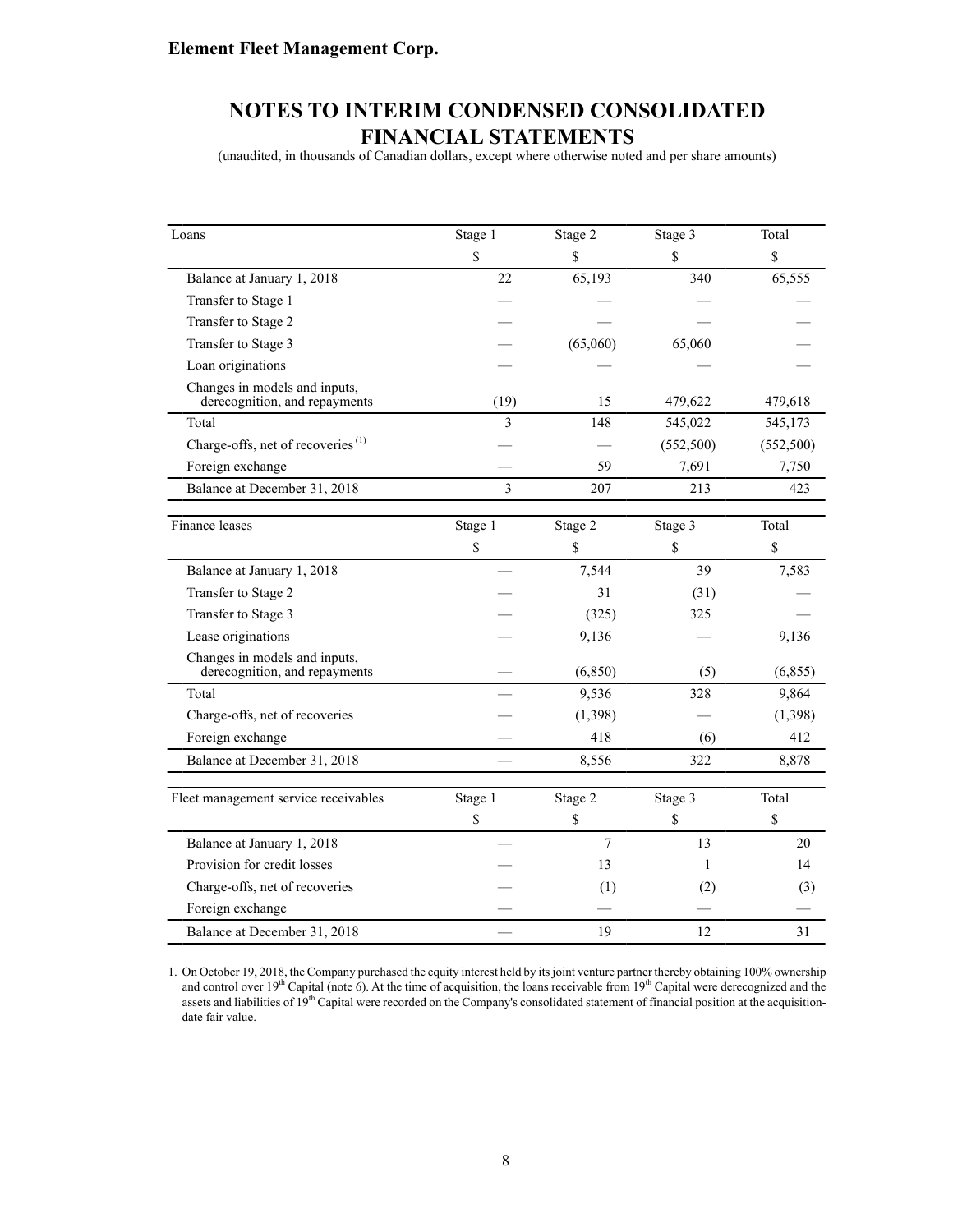**Element Fleet Management Corp.**

# NOTES TO INTERIM CONDENSED CONSOLIDATED FINANCIAL STATEMENTS

(unaudited, in thousands of Canadian dollars, except where otherwise noted and per share amounts)

| Loans | Stage 1 | Stage 2 | Stage 3 | Total |
|---|---|---|---|---|
| | $ | $ | $ | $ |
| Balance at January 1, 2018 | 22 | 65,193 | 340 | 65,555 |
| Transfer to Stage 1 | — | — | — | — |
| Transfer to Stage 2 | — | — | — | — |
| Transfer to Stage 3 | — | (65,060) | 65,060 | — |
| Loan originations | — | — | — | — |
| Changes in models and inputs, derecognition, and repayments | (19) | 15 | 479,622 | 479,618 |
| Total | 3 | 148 | 545,022 | 545,173 |
| Charge-offs, net of recoveries [(1)] | — | — | (552,500) | (552,500) |
| Foreign exchange | — | 59 | 7,691 | 7,750 |
| Balance at December 31, 2018 | 3 | 207 | 213 | 423 |

| Finance leases | Stage 1 | Stage 2 | Stage 3 | Total |
|---|---|---|---|---|
| | $ | $ | $ | $ |
| Balance at January 1, 2018 | — | 7,544 | 39 | 7,583 |
| Transfer to Stage 2 | — | 31 | (31) | — |
| Transfer to Stage 3 | — | (325) | 325 | — |
| Lease originations | — | 9,136 | — | 9,136 |
| Changes in models and inputs, derecognition, and repayments | — | (6,850) | (5) | (6,855) |
| Total | — | 9,536 | 328 | 9,864 |
| Charge-offs, net of recoveries | — | (1,398) | — | (1,398) |
| Foreign exchange | — | 418 | (6) | 412 |
| Balance at December 31, 2018 | — | 8,556 | 322 | 8,878 |

| Fleet management service receivables | Stage 1 | Stage 2 | Stage 3 | Total |
|---|---|---|---|---|
| | $ | $ | $ | $ |
| Balance at January 1, 2018 | — | 7 | 13 | 20 |
| Provision for credit losses | — | 13 | 1 | 14 |
| Charge-offs, net of recoveries | — | (1) | (2) | (3) |
| Foreign exchange | — | — | — | — |
| Balance at December 31, 2018 | — | 19 | 12 | 31 |

1. On October 19, 2018, the Company purchased the equity interest held by its joint venture partner thereby obtaining 100% ownership and control over 19th Capital (note 6). At the time of acquisition, the loans receivable from 19th Capital were derecognized and the assets and liabilities of 19th Capital were recorded on the Company's consolidated statement of financial position at the acquisition-date fair value.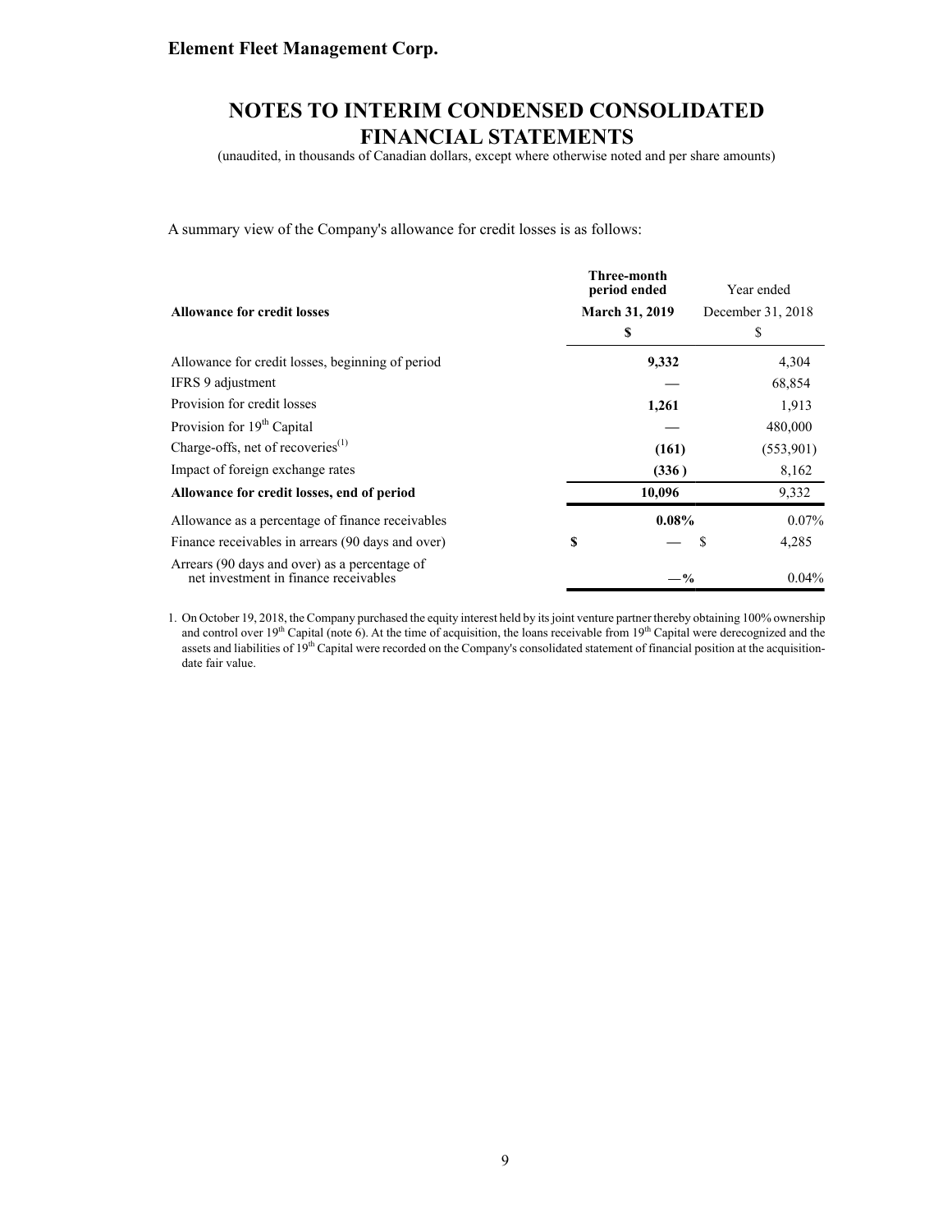A summary view of the Company's allowance for credit losses is as follows:

| **Allowance for credit losses** | **Three-month period ended March 31, 2019** | Year ended December 31, 2018 |
|---|---|---|
| | **$** | $ |
| Allowance for credit losses, beginning of period | **9,332** | 4,304 |
| IFRS 9 adjustment | **—** | 68,854 |
| Provision for credit losses | **1,261** | 1,913 |
| Provision for 19th Capital | **—** | 480,000 |
| Charge-offs, net of recoveries[(1)] | **(161)** | (553,901) |
| Impact of foreign exchange rates | **(336 )** | 8,162 |
| **Allowance for credit losses, end of period** | **10,096** | 9,332 |
| Allowance as a percentage of finance receivables | **0.08%** | 0.07% |
| Finance receivables in arrears (90 days and over) | **$ —** | $ 4,285 |
| Arrears (90 days and over) as a percentage of net investment in finance receivables | **—%** | 0.04% |

1. On October 19, 2018, the Company purchased the equity interest held by its joint venture partner thereby obtaining 100% ownership and control over 19th Capital (note 6). At the time of acquisition, the loans receivable from 19th Capital were derecognized and the assets and liabilities of 19th Capital were recorded on the Company's consolidated statement of financial position at the acquisition-date fair value.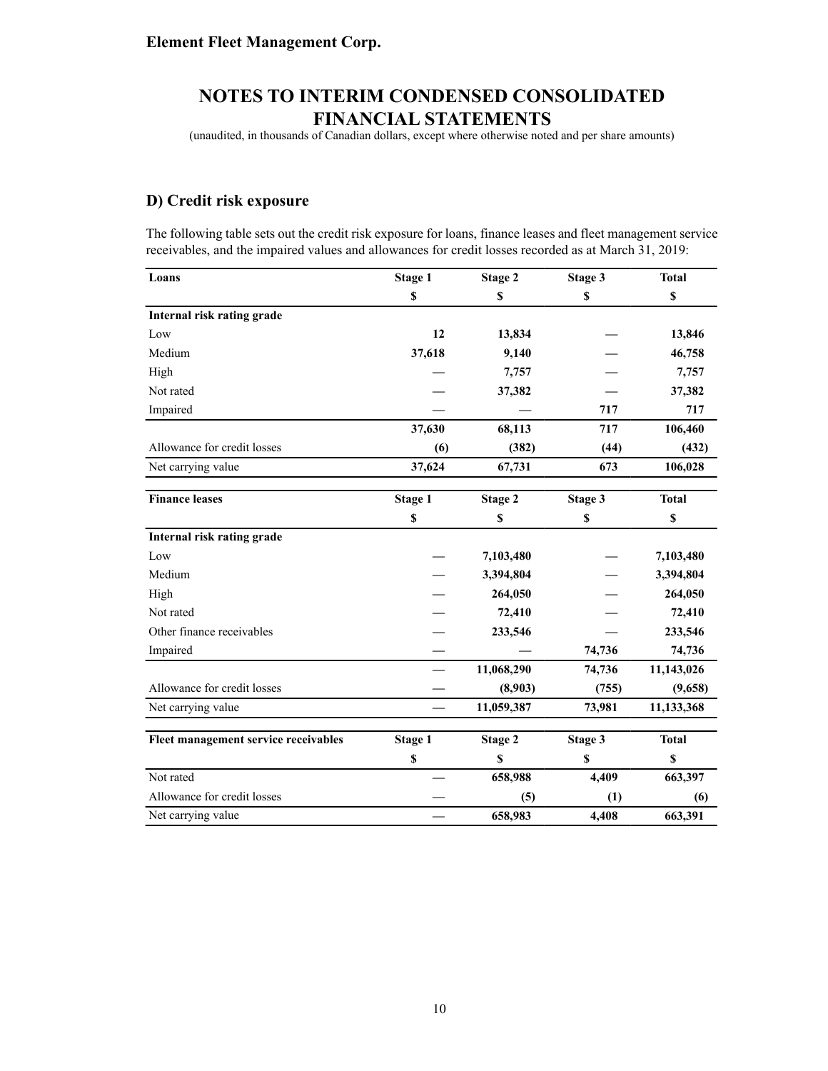**Element Fleet Management Corp.**

# NOTES TO INTERIM CONDENSED CONSOLIDATED FINANCIAL STATEMENTS

(unaudited, in thousands of Canadian dollars, except where otherwise noted and per share amounts)

## D) Credit risk exposure

The following table sets out the credit risk exposure for loans, finance leases and fleet management service receivables, and the impaired values and allowances for credit losses recorded as at March 31, 2019:

| Loans | Stage 1 | Stage 2 | Stage 3 | Total |
|---|---|---|---|---|
| | $ | $ | $ | $ |
| **Internal risk rating grade** | | | | |
| Low | 12 | 13,834 | — | 13,846 |
| Medium | 37,618 | 9,140 | — | 46,758 |
| High | — | 7,757 | — | 7,757 |
| Not rated | — | 37,382 | — | 37,382 |
| Impaired | — | — | 717 | 717 |
| | 37,630 | 68,113 | 717 | 106,460 |
| Allowance for credit losses | (6) | (382) | (44) | (432) |
| Net carrying value | 37,624 | 67,731 | 673 | 106,028 |

| Finance leases | Stage 1 | Stage 2 | Stage 3 | Total |
|---|---|---|---|---|
| | $ | $ | $ | $ |
| **Internal risk rating grade** | | | | |
| Low | — | 7,103,480 | — | 7,103,480 |
| Medium | — | 3,394,804 | — | 3,394,804 |
| High | — | 264,050 | — | 264,050 |
| Not rated | — | 72,410 | — | 72,410 |
| Other finance receivables | — | 233,546 | — | 233,546 |
| Impaired | — | — | 74,736 | 74,736 |
| | — | 11,068,290 | 74,736 | 11,143,026 |
| Allowance for credit losses | — | (8,903) | (755) | (9,658) |
| Net carrying value | — | 11,059,387 | 73,981 | 11,133,368 |

| Fleet management service receivables | Stage 1 | Stage 2 | Stage 3 | Total |
|---|---|---|---|---|
| | $ | $ | $ | $ |
| Not rated | — | 658,988 | 4,409 | 663,397 |
| Allowance for credit losses | — | (5) | (1) | (6) |
| Net carrying value | — | 658,983 | 4,408 | 663,391 |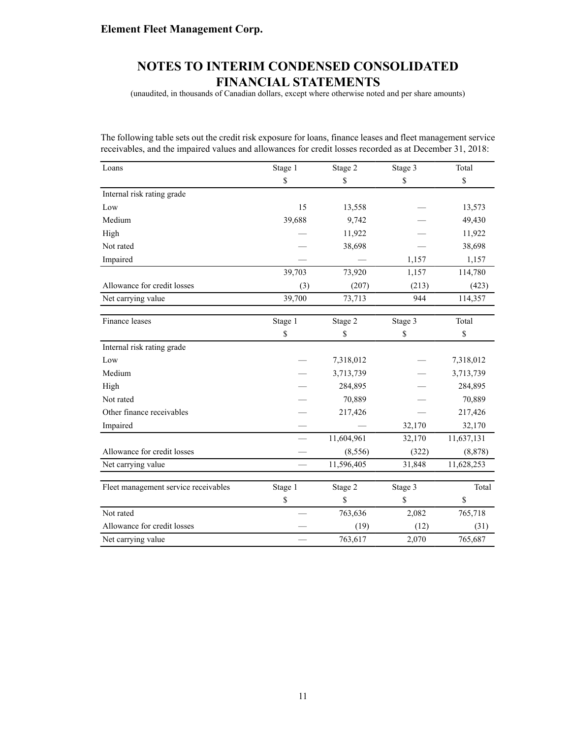**Element Fleet Management Corp.**

# NOTES TO INTERIM CONDENSED CONSOLIDATED FINANCIAL STATEMENTS

(unaudited, in thousands of Canadian dollars, except where otherwise noted and per share amounts)

The following table sets out the credit risk exposure for loans, finance leases and fleet management service receivables, and the impaired values and allowances for credit losses recorded as at December 31, 2018:

| Loans | Stage 1 | Stage 2 | Stage 3 | Total |
|---|---|---|---|---|
| | $ | $ | $ | $ |
| Internal risk rating grade | | | | |
| Low | 15 | 13,558 | — | 13,573 |
| Medium | 39,688 | 9,742 | — | 49,430 |
| High | — | 11,922 | — | 11,922 |
| Not rated | — | 38,698 | — | 38,698 |
| Impaired | — | — | 1,157 | 1,157 |
| | 39,703 | 73,920 | 1,157 | 114,780 |
| Allowance for credit losses | (3) | (207) | (213) | (423) |
| Net carrying value | 39,700 | 73,713 | 944 | 114,357 |

| Finance leases | Stage 1 | Stage 2 | Stage 3 | Total |
|---|---|---|---|---|
| | $ | $ | $ | $ |
| Internal risk rating grade | | | | |
| Low | — | 7,318,012 | — | 7,318,012 |
| Medium | — | 3,713,739 | — | 3,713,739 |
| High | — | 284,895 | — | 284,895 |
| Not rated | — | 70,889 | — | 70,889 |
| Other finance receivables | — | 217,426 | — | 217,426 |
| Impaired | — | — | 32,170 | 32,170 |
| | — | 11,604,961 | 32,170 | 11,637,131 |
| Allowance for credit losses | — | (8,556) | (322) | (8,878) |
| Net carrying value | — | 11,596,405 | 31,848 | 11,628,253 |

| Fleet management service receivables | Stage 1 | Stage 2 | Stage 3 | Total |
|---|---|---|---|---|
| | $ | $ | $ | $ |
| Not rated | — | 763,636 | 2,082 | 765,718 |
| Allowance for credit losses | — | (19) | (12) | (31) |
| Net carrying value | — | 763,617 | 2,070 | 765,687 |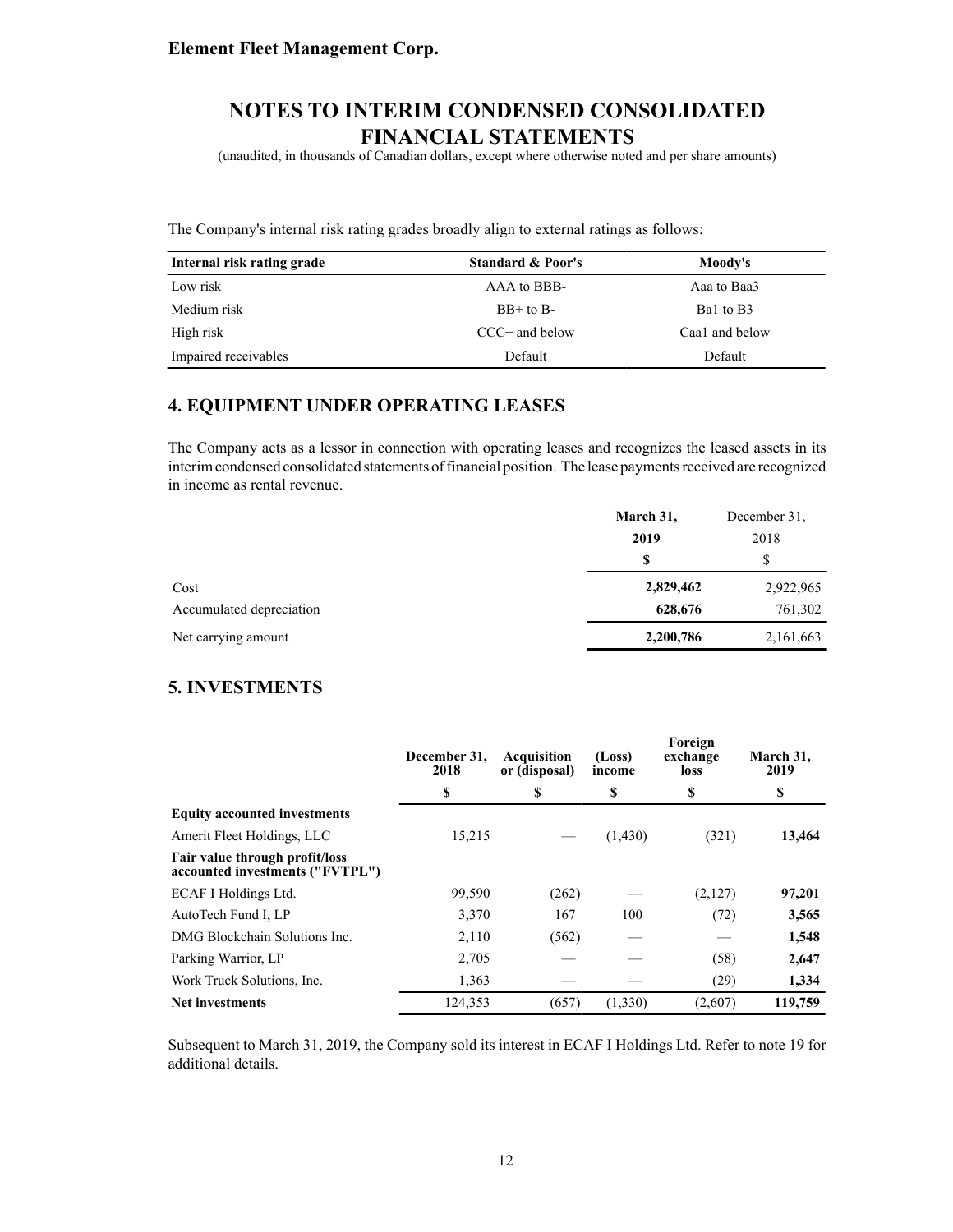The Company's internal risk rating grades broadly align to external ratings as follows:

| Internal risk rating grade | Standard & Poor's | Moody's |
|---|---|---|
| Low risk | AAA to BBB- | Aaa to Baa3 |
| Medium risk | BB+ to B- | Ba1 to B3 |
| High risk | CCC+ and below | Caa1 and below |
| Impaired receivables | Default | Default |

## 4. EQUIPMENT UNDER OPERATING LEASES

The Company acts as a lessor in connection with operating leases and recognizes the leased assets in its interim condensed consolidated statements of financial position. The lease payments received are recognized in income as rental revenue.

| | March 31, 2019 | December 31, 2018 |
|---|---|---|
| | $ | $ |
| Cost | **2,829,462** | 2,922,965 |
| Accumulated depreciation | **628,676** | 761,302 |
| Net carrying amount | **2,200,786** | 2,161,663 |

## 5. INVESTMENTS

| | December 31, 2018 | Acquisition or (disposal) | (Loss) income | Foreign exchange loss | March 31, 2019 |
|---|---|---|---|---|---|
| | $ | $ | $ | $ | $ |
| **Equity accounted investments** | | | | | |
| Amerit Fleet Holdings, LLC | 15,215 | — | (1,430) | (321) | **13,464** |
| **Fair value through profit/loss accounted investments ("FVTPL")** | | | | | |
| ECAF I Holdings Ltd. | 99,590 | (262) | — | (2,127) | **97,201** |
| AutoTech Fund I, LP | 3,370 | 167 | 100 | (72) | **3,565** |
| DMG Blockchain Solutions Inc. | 2,110 | (562) | — | — | **1,548** |
| Parking Warrior, LP | 2,705 | — | — | (58) | **2,647** |
| Work Truck Solutions, Inc. | 1,363 | — | — | (29) | **1,334** |
| **Net investments** | 124,353 | (657) | (1,330) | (2,607) | **119,759** |

Subsequent to March 31, 2019, the Company sold its interest in ECAF I Holdings Ltd. Refer to note 19 for additional details.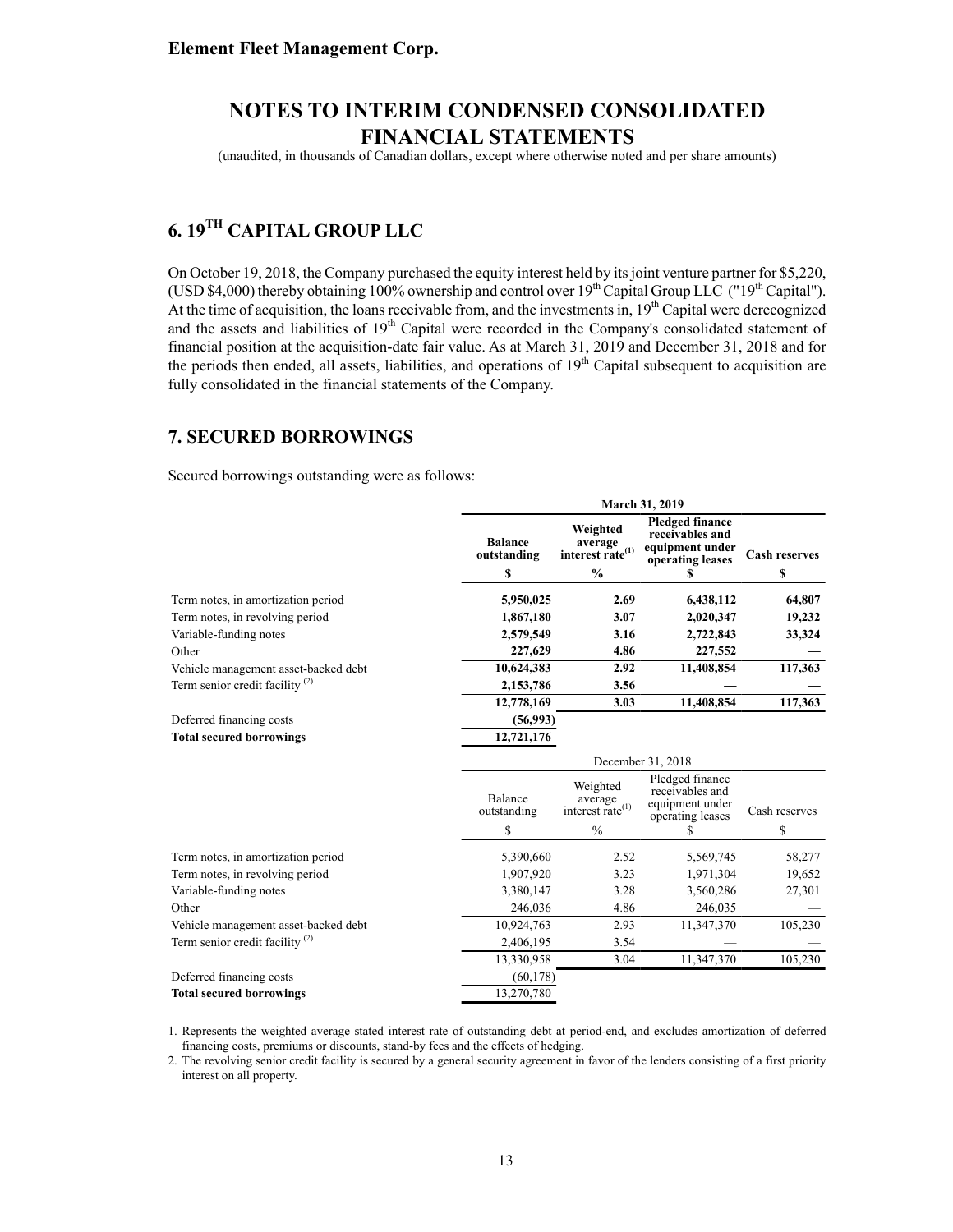# NOTES TO INTERIM CONDENSED CONSOLIDATED FINANCIAL STATEMENTS

(unaudited, in thousands of Canadian dollars, except where otherwise noted and per share amounts)

## 6. 19$^{TH}$ CAPITAL GROUP LLC

On October 19, 2018, the Company purchased the equity interest held by its joint venture partner for $5,220, (USD $4,000) thereby obtaining 100% ownership and control over 19th Capital Group LLC ("19th Capital"). At the time of acquisition, the loans receivable from, and the investments in, 19th Capital were derecognized and the assets and liabilities of 19th Capital were recorded in the Company's consolidated statement of financial position at the acquisition-date fair value. As at March 31, 2019 and December 31, 2018 and for the periods then ended, all assets, liabilities, and operations of 19th Capital subsequent to acquisition are fully consolidated in the financial statements of the Company.

## 7. SECURED BORROWINGS

Secured borrowings outstanding were as follows:

| | **March 31, 2019** | | | |
|---|---|---|---|---|
| | **Balance outstanding** | **Weighted average interest rate**[1] | **Pledged finance receivables and equipment under operating leases** | **Cash reserves** |
| | **$** | **%** | **$** | **$** |
| Term notes, in amortization period | **5,950,025** | **2.69** | **6,438,112** | **64,807** |
| Term notes, in revolving period | **1,867,180** | **3.07** | **2,020,347** | **19,232** |
| Variable-funding notes | **2,579,549** | **3.16** | **2,722,843** | **33,324** |
| Other | **227,629** | **4.86** | **227,552** | **—** |
| Vehicle management asset-backed debt | **10,624,383** | **2.92** | **11,408,854** | **117,363** |
| Term senior credit facility [2] | **2,153,786** | **3.56** | **—** | **—** |
| | **12,778,169** | **3.03** | **11,408,854** | **117,363** |
| Deferred financing costs | **(56,993)** | | | |
| **Total secured borrowings** | **12,721,176** | | | |

| | December 31, 2018 | | | |
|---|---|---|---|---|
| | Balance outstanding | Weighted average interest rate[1] | Pledged finance receivables and equipment under operating leases | Cash reserves |
| | $ | % | $ | $ |
| Term notes, in amortization period | 5,390,660 | 2.52 | 5,569,745 | 58,277 |
| Term notes, in revolving period | 1,907,920 | 3.23 | 1,971,304 | 19,652 |
| Variable-funding notes | 3,380,147 | 3.28 | 3,560,286 | 27,301 |
| Other | 246,036 | 4.86 | 246,035 | — |
| Vehicle management asset-backed debt | 10,924,763 | 2.93 | 11,347,370 | 105,230 |
| Term senior credit facility [2] | 2,406,195 | 3.54 | — | — |
| | 13,330,958 | 3.04 | 11,347,370 | 105,230 |
| Deferred financing costs | (60,178) | | | |
| **Total secured borrowings** | 13,270,780 | | | |

1. Represents the weighted average stated interest rate of outstanding debt at period-end, and excludes amortization of deferred financing costs, premiums or discounts, stand-by fees and the effects of hedging.
2. The revolving senior credit facility is secured by a general security agreement in favor of the lenders consisting of a first priority interest on all property.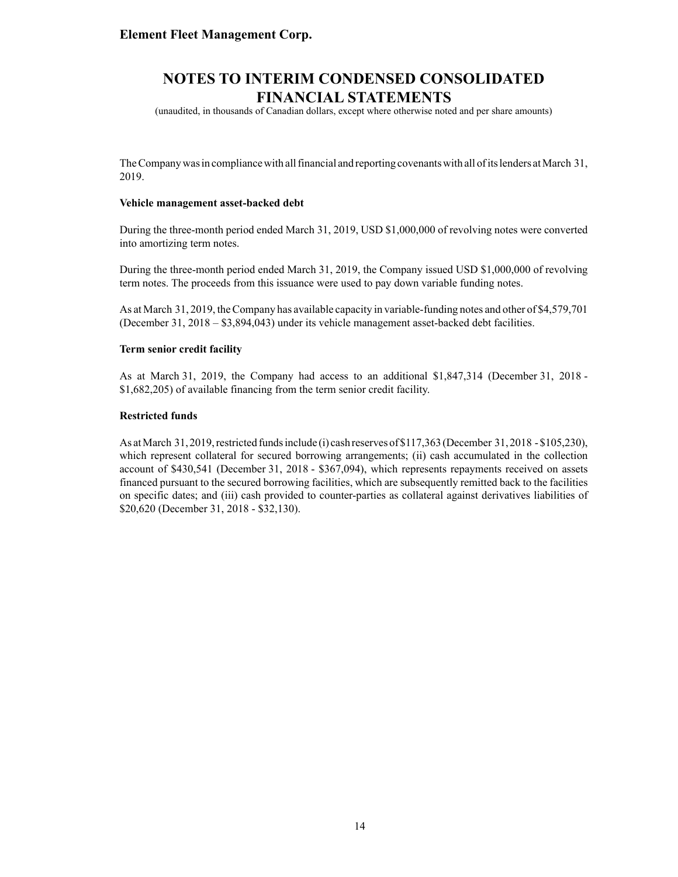The Company was in compliance with all financial and reporting covenants with all of its lenders at March 31, 2019.

**Vehicle management asset-backed debt**

During the three-month period ended March 31, 2019, USD $1,000,000 of revolving notes were converted into amortizing term notes.

During the three-month period ended March 31, 2019, the Company issued USD $1,000,000 of revolving term notes. The proceeds from this issuance were used to pay down variable funding notes.

As at March 31, 2019, the Company has available capacity in variable-funding notes and other of $4,579,701 (December 31, 2018 – $3,894,043) under its vehicle management asset-backed debt facilities.

**Term senior credit facility**

As at March 31, 2019, the Company had access to an additional $1,847,314 (December 31, 2018 - $1,682,205) of available financing from the term senior credit facility.

**Restricted funds**

As at March 31, 2019, restricted funds include (i) cash reserves of $117,363 (December 31, 2018 - $105,230), which represent collateral for secured borrowing arrangements; (ii) cash accumulated in the collection account of $430,541 (December 31, 2018 - $367,094), which represents repayments received on assets financed pursuant to the secured borrowing facilities, which are subsequently remitted back to the facilities on specific dates; and (iii) cash provided to counter-parties as collateral against derivatives liabilities of $20,620 (December 31, 2018 - $32,130).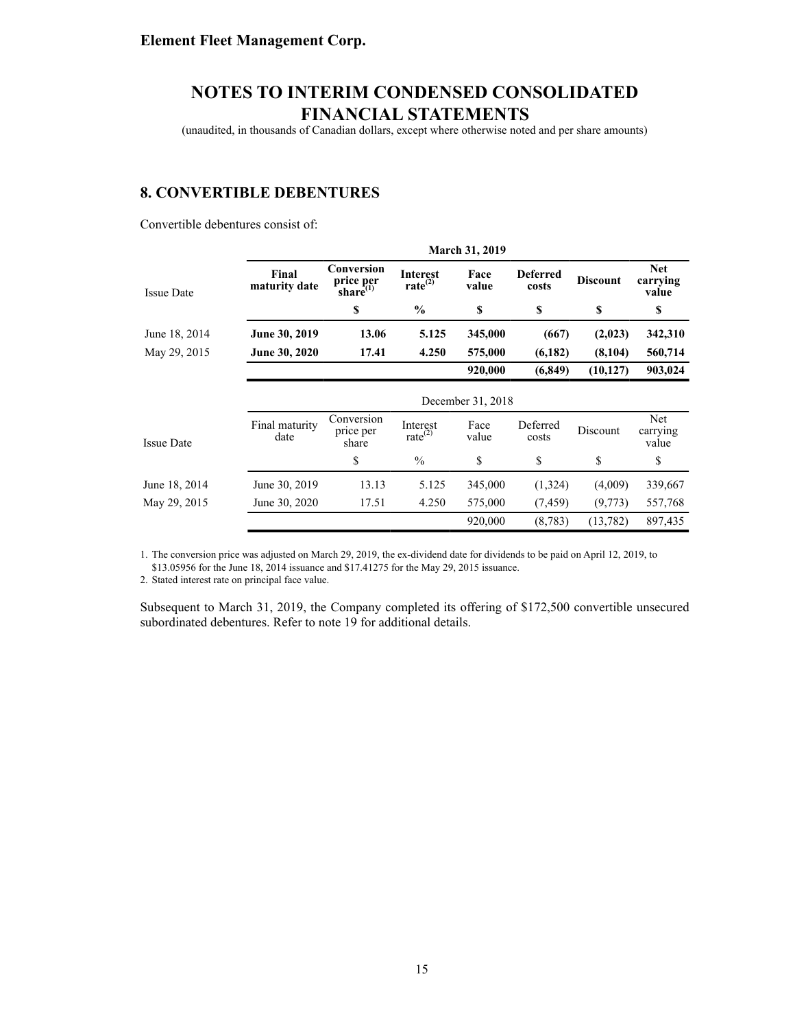**Element Fleet Management Corp.**

# NOTES TO INTERIM CONDENSED CONSOLIDATED FINANCIAL STATEMENTS

(unaudited, in thousands of Canadian dollars, except where otherwise noted and per share amounts)

## 8. CONVERTIBLE DEBENTURES

Convertible debentures consist of:

| | **March 31, 2019** | | | | | | |
|---|---|---|---|---|---|---|---|
| Issue Date | **Final maturity date** | **Conversion price per share[(1)]** | **Interest rate[(2)]** | **Face value** | **Deferred costs** | **Discount** | **Net carrying value** |
| | | **$** | **%** | **$** | **$** | **$** | **$** |
| June 18, 2014 | **June 30, 2019** | **13.06** | **5.125** | **345,000** | **(667)** | **(2,023)** | **342,310** |
| May 29, 2015 | **June 30, 2020** | **17.41** | **4.250** | **575,000** | **(6,182)** | **(8,104)** | **560,714** |
| | | | | **920,000** | **(6,849)** | **(10,127)** | **903,024** |

| | December 31, 2018 | | | | | | |
|---|---|---|---|---|---|---|---|
| Issue Date | Final maturity date | Conversion price per share | Interest rate[(2)] | Face value | Deferred costs | Discount | Net carrying value |
| | | $ | % | $ | $ | $ | $ |
| June 18, 2014 | June 30, 2019 | 13.13 | 5.125 | 345,000 | (1,324) | (4,009) | 339,667 |
| May 29, 2015 | June 30, 2020 | 17.51 | 4.250 | 575,000 | (7,459) | (9,773) | 557,768 |
| | | | | 920,000 | (8,783) | (13,782) | 897,435 |

1. The conversion price was adjusted on March 29, 2019, the ex-dividend date for dividends to be paid on April 12, 2019, to $13.05956 for the June 18, 2014 issuance and $17.41275 for the May 29, 2015 issuance.
2. Stated interest rate on principal face value.

Subsequent to March 31, 2019, the Company completed its offering of $172,500 convertible unsecured subordinated debentures. Refer to note 19 for additional details.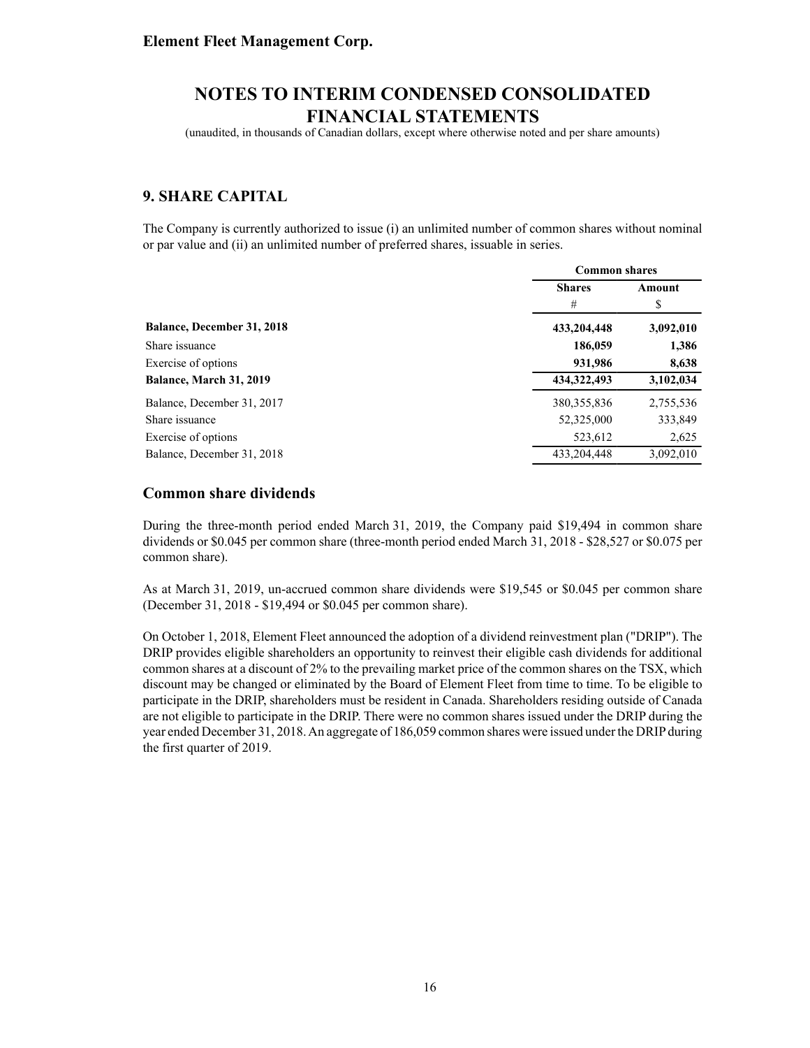## 9. SHARE CAPITAL

The Company is currently authorized to issue (i) an unlimited number of common shares without nominal or par value and (ii) an unlimited number of preferred shares, issuable in series.

| | Common shares | |
|---|---|---|
| | Shares | Amount |
| | # | $ |
| **Balance, December 31, 2018** | **433,204,448** | **3,092,010** |
| Share issuance | **186,059** | **1,386** |
| Exercise of options | **931,986** | **8,638** |
| **Balance, March 31, 2019** | **434,322,493** | **3,102,034** |
| Balance, December 31, 2017 | 380,355,836 | 2,755,536 |
| Share issuance | 52,325,000 | 333,849 |
| Exercise of options | 523,612 | 2,625 |
| Balance, December 31, 2018 | 433,204,448 | 3,092,010 |

### Common share dividends

During the three-month period ended March 31, 2019, the Company paid $19,494 in common share dividends or $0.045 per common share (three-month period ended March 31, 2018 - $28,527 or $0.075 per common share).

As at March 31, 2019, un-accrued common share dividends were $19,545 or $0.045 per common share (December 31, 2018 - $19,494 or $0.045 per common share).

On October 1, 2018, Element Fleet announced the adoption of a dividend reinvestment plan ("DRIP"). The DRIP provides eligible shareholders an opportunity to reinvest their eligible cash dividends for additional common shares at a discount of 2% to the prevailing market price of the common shares on the TSX, which discount may be changed or eliminated by the Board of Element Fleet from time to time. To be eligible to participate in the DRIP, shareholders must be resident in Canada. Shareholders residing outside of Canada are not eligible to participate in the DRIP. There were no common shares issued under the DRIP during the year ended December 31, 2018. An aggregate of 186,059 common shares were issued under the DRIP during the first quarter of 2019.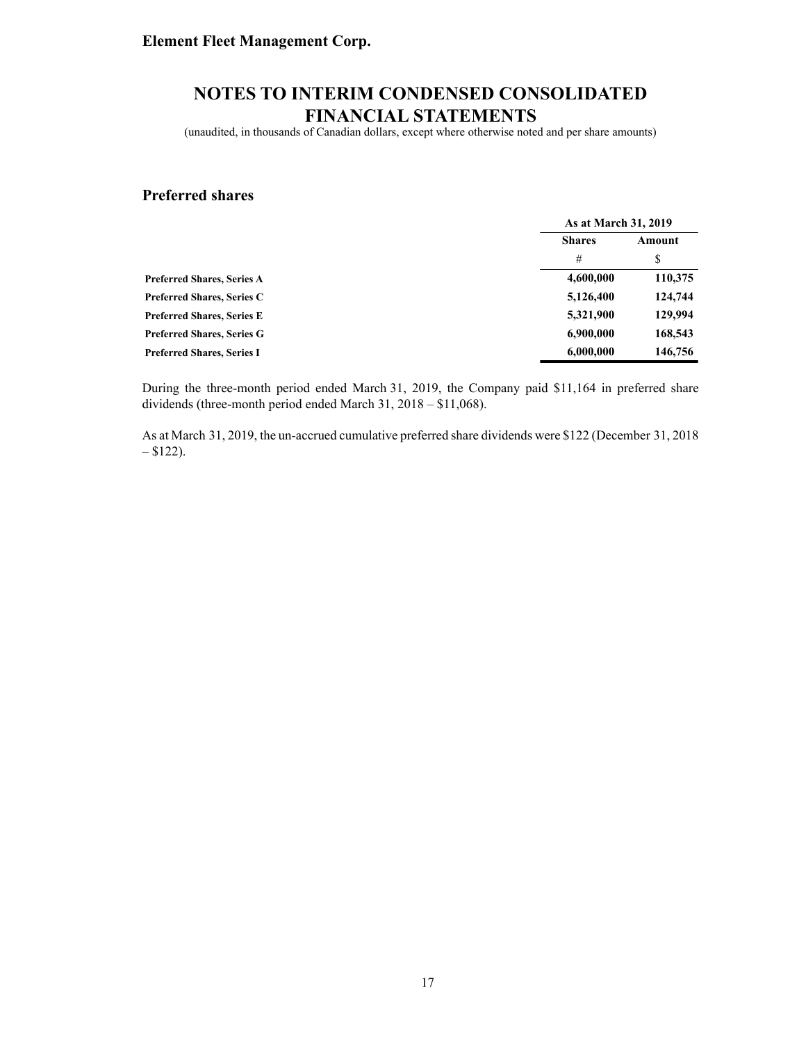## Preferred shares

| | As at March 31, 2019 | |
|---|---|---|
| | **Shares** | **Amount** |
| | # | $ |
| **Preferred Shares, Series A** | **4,600,000** | **110,375** |
| **Preferred Shares, Series C** | **5,126,400** | **124,744** |
| **Preferred Shares, Series E** | **5,321,900** | **129,994** |
| **Preferred Shares, Series G** | **6,900,000** | **168,543** |
| **Preferred Shares, Series I** | **6,000,000** | **146,756** |

During the three-month period ended March 31, 2019, the Company paid $11,164 in preferred share dividends (three-month period ended March 31, 2018 – $11,068).

As at March 31, 2019, the un-accrued cumulative preferred share dividends were $122 (December 31, 2018 – $122).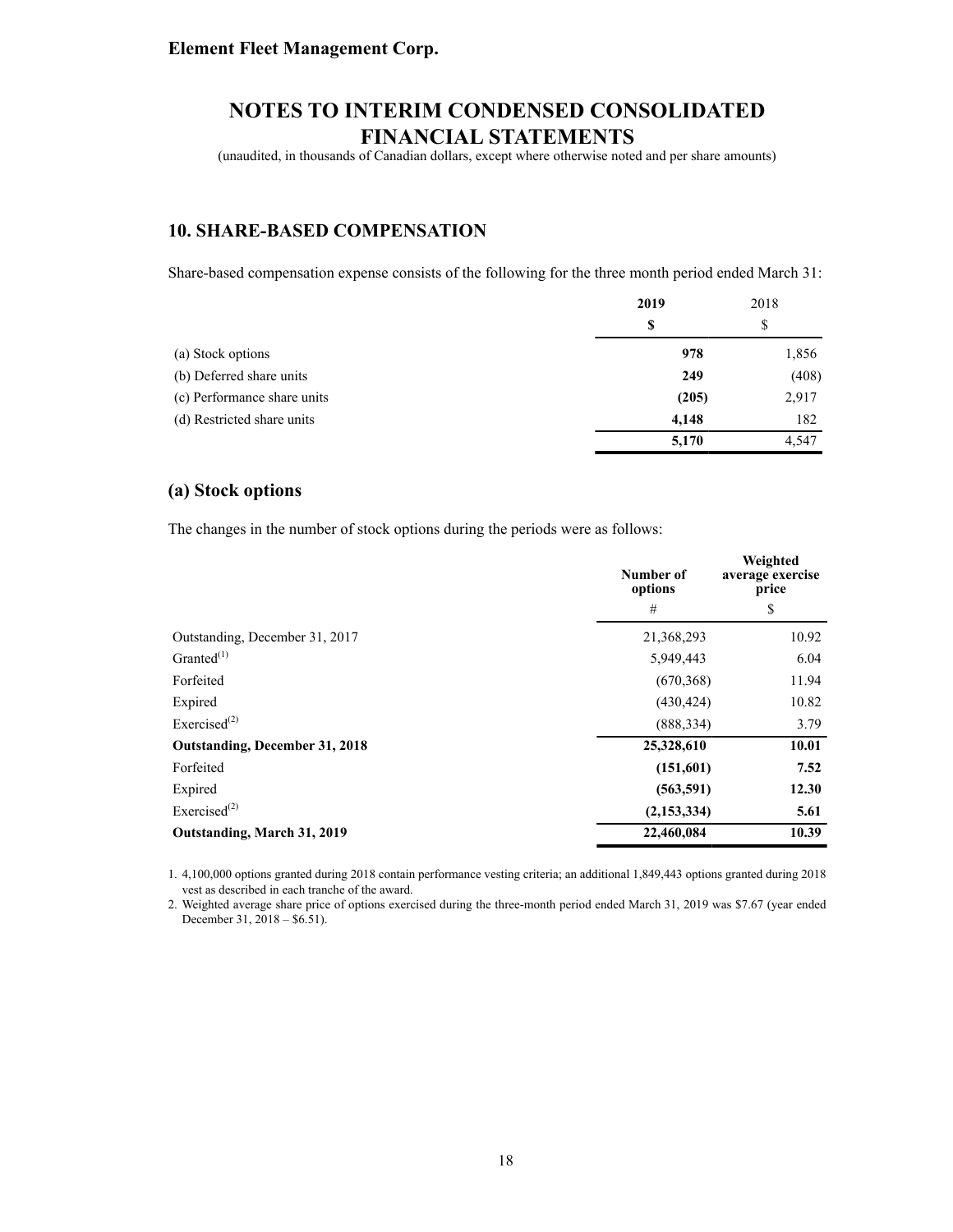**Element Fleet Management Corp.**

# NOTES TO INTERIM CONDENSED CONSOLIDATED FINANCIAL STATEMENTS

(unaudited, in thousands of Canadian dollars, except where otherwise noted and per share amounts)

## 10. SHARE-BASED COMPENSATION

Share-based compensation expense consists of the following for the three month period ended March 31:

| | **2019** | 2018 |
|---|---|---|
| | **$** | $ |
| (a) Stock options | **978** | 1,856 |
| (b) Deferred share units | **249** | (408) |
| (c) Performance share units | **(205)** | 2,917 |
| (d) Restricted share units | **4,148** | 182 |
| | **5,170** | 4,547 |

### (a) Stock options

The changes in the number of stock options during the periods were as follows:

| | **Number of options** | **Weighted average exercise price** |
|---|---|---|
| | # | $ |
| Outstanding, December 31, 2017 | 21,368,293 | 10.92 |
| Granted[1] | 5,949,443 | 6.04 |
| Forfeited | (670,368) | 11.94 |
| Expired | (430,424) | 10.82 |
| Exercised[2] | (888,334) | 3.79 |
| **Outstanding, December 31, 2018** | **25,328,610** | **10.01** |
| Forfeited | **(151,601)** | **7.52** |
| Expired | **(563,591)** | **12.30** |
| Exercised[2] | **(2,153,334)** | **5.61** |
| **Outstanding, March 31, 2019** | **22,460,084** | **10.39** |

1. 4,100,000 options granted during 2018 contain performance vesting criteria; an additional 1,849,443 options granted during 2018 vest as described in each tranche of the award.
2. Weighted average share price of options exercised during the three-month period ended March 31, 2019 was $7.67 (year ended December 31, 2018 – $6.51).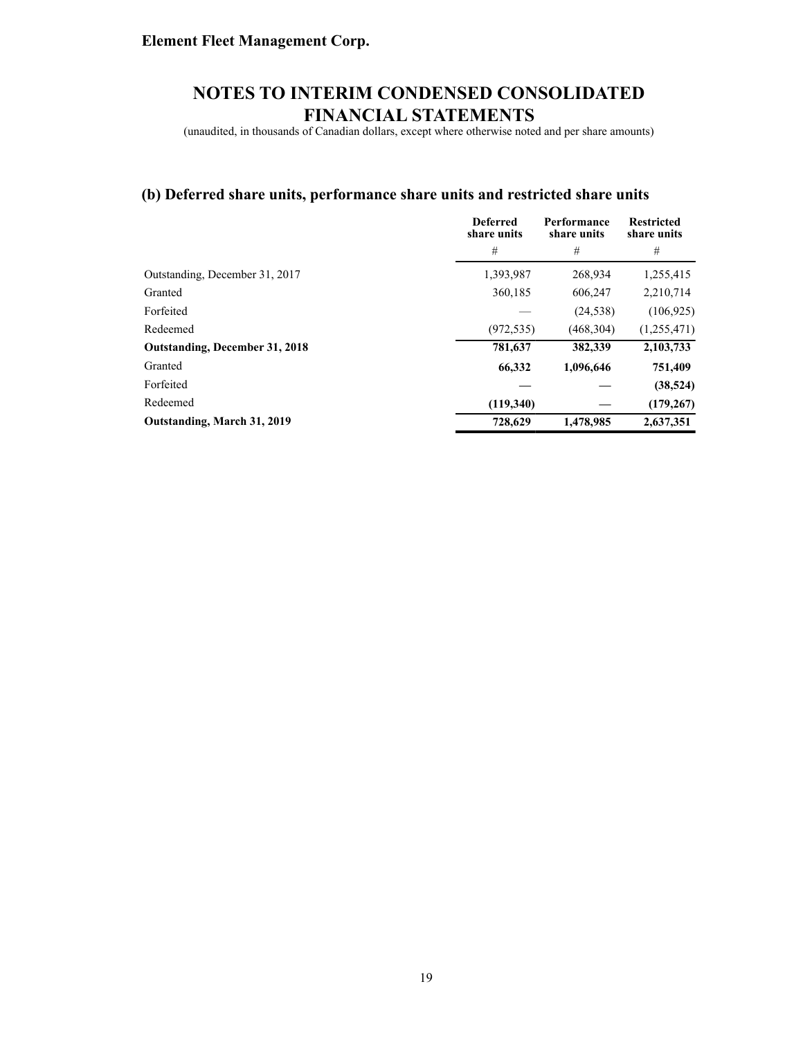## (b) Deferred share units, performance share units and restricted share units

| | Deferred share units | Performance share units | Restricted share units |
|---|---|---|---|
| | # | # | # |
| Outstanding, December 31, 2017 | 1,393,987 | 268,934 | 1,255,415 |
| Granted | 360,185 | 606,247 | 2,210,714 |
| Forfeited | — | (24,538) | (106,925) |
| Redeemed | (972,535) | (468,304) | (1,255,471) |
| **Outstanding, December 31, 2018** | **781,637** | **382,339** | **2,103,733** |
| Granted | **66,332** | **1,096,646** | **751,409** |
| Forfeited | **—** | **—** | **(38,524)** |
| Redeemed | **(119,340)** | **—** | **(179,267)** |
| **Outstanding, March 31, 2019** | **728,629** | **1,478,985** | **2,637,351** |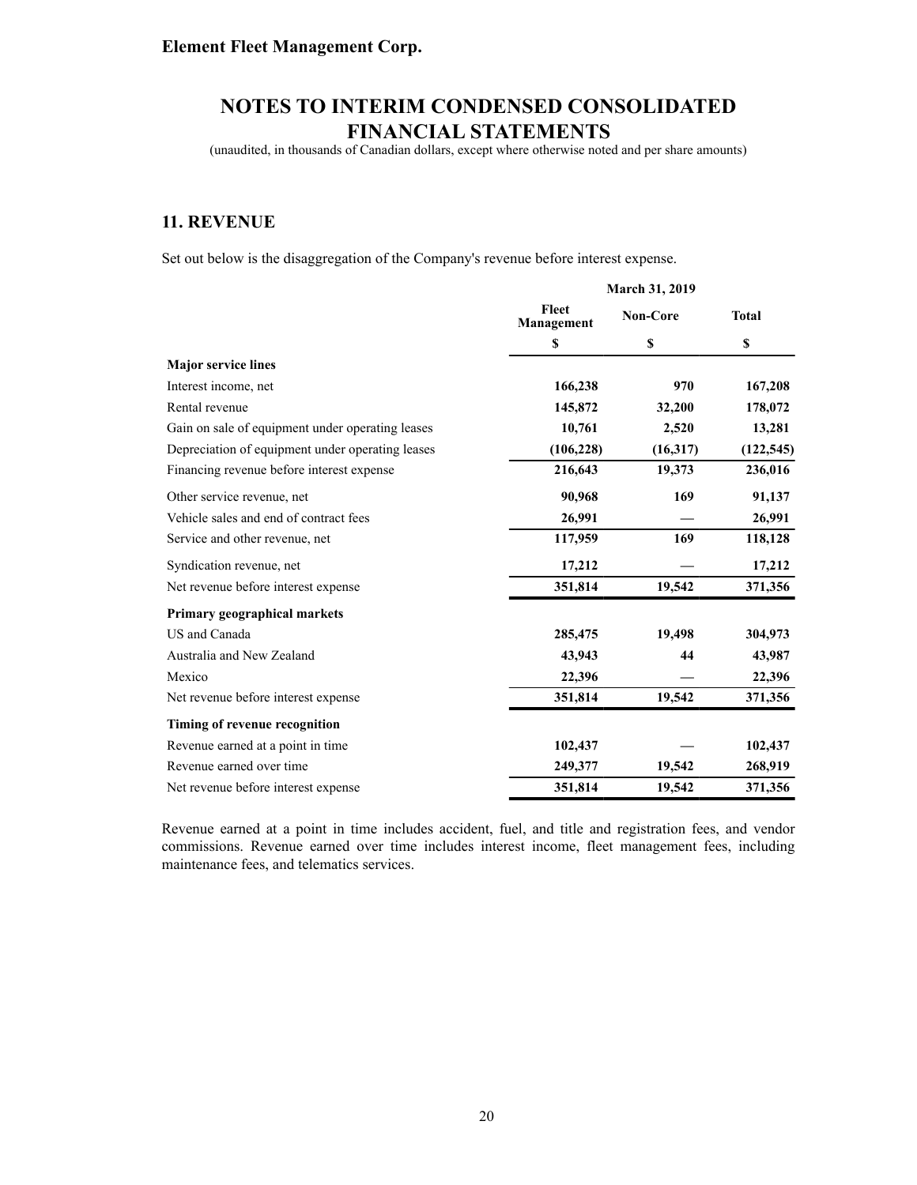**Element Fleet Management Corp.**

# NOTES TO INTERIM CONDENSED CONSOLIDATED FINANCIAL STATEMENTS

(unaudited, in thousands of Canadian dollars, except where otherwise noted and per share amounts)

## 11. REVENUE

Set out below is the disaggregation of the Company's revenue before interest expense.

| | March 31, 2019 | | |
|---|---|---|---|
| | Fleet Management | Non-Core | Total |
| | $ | $ | $ |
| **Major service lines** | | | |
| Interest income, net | **166,238** | **970** | **167,208** |
| Rental revenue | **145,872** | **32,200** | **178,072** |
| Gain on sale of equipment under operating leases | **10,761** | **2,520** | **13,281** |
| Depreciation of equipment under operating leases | **(106,228)** | **(16,317)** | **(122,545)** |
| Financing revenue before interest expense | **216,643** | **19,373** | **236,016** |
| Other service revenue, net | **90,968** | **169** | **91,137** |
| Vehicle sales and end of contract fees | **26,991** | **—** | **26,991** |
| Service and other revenue, net | **117,959** | **169** | **118,128** |
| Syndication revenue, net | **17,212** | **—** | **17,212** |
| Net revenue before interest expense | **351,814** | **19,542** | **371,356** |
| **Primary geographical markets** | | | |
| US and Canada | **285,475** | **19,498** | **304,973** |
| Australia and New Zealand | **43,943** | **44** | **43,987** |
| Mexico | **22,396** | **—** | **22,396** |
| Net revenue before interest expense | **351,814** | **19,542** | **371,356** |
| **Timing of revenue recognition** | | | |
| Revenue earned at a point in time | **102,437** | **—** | **102,437** |
| Revenue earned over time | **249,377** | **19,542** | **268,919** |
| Net revenue before interest expense | **351,814** | **19,542** | **371,356** |

Revenue earned at a point in time includes accident, fuel, and title and registration fees, and vendor commissions. Revenue earned over time includes interest income, fleet management fees, including maintenance fees, and telematics services.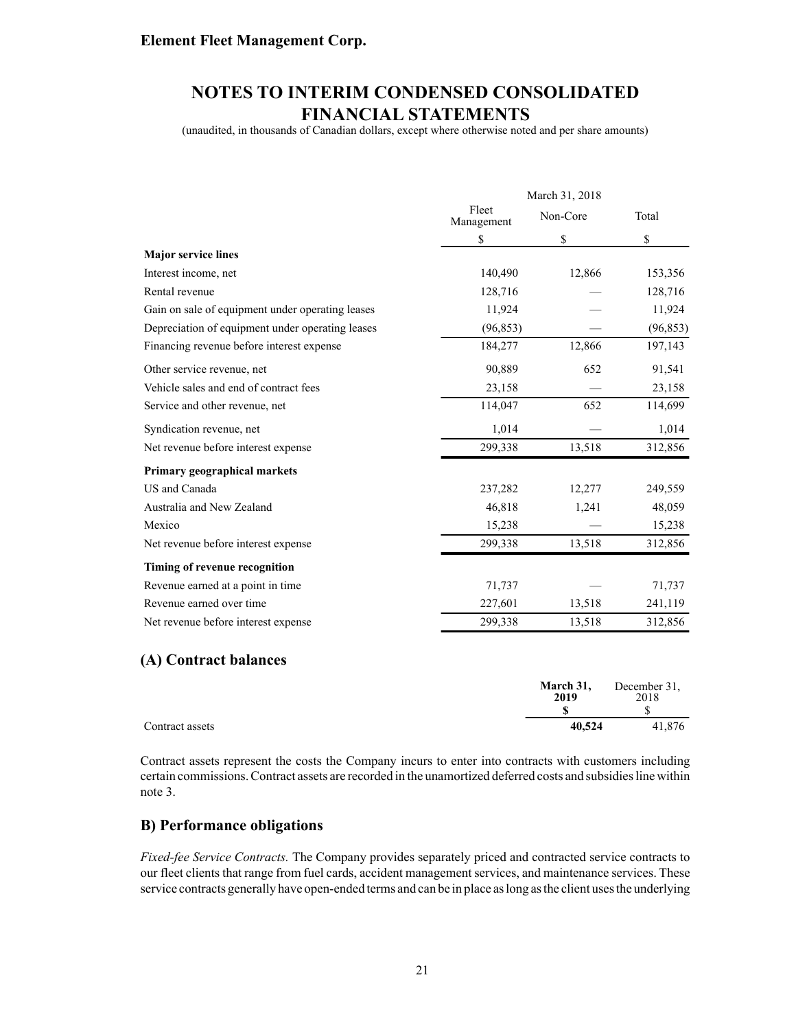| | March 31, 2018 | | |
|---|---|---|---|
| | Fleet Management | Non-Core | Total |
| | $ | $ | $ |
| **Major service lines** | | | |
| Interest income, net | 140,490 | 12,866 | 153,356 |
| Rental revenue | 128,716 | — | 128,716 |
| Gain on sale of equipment under operating leases | 11,924 | — | 11,924 |
| Depreciation of equipment under operating leases | (96,853) | — | (96,853) |
| Financing revenue before interest expense | 184,277 | 12,866 | 197,143 |
| Other service revenue, net | 90,889 | 652 | 91,541 |
| Vehicle sales and end of contract fees | 23,158 | — | 23,158 |
| Service and other revenue, net | 114,047 | 652 | 114,699 |
| Syndication revenue, net | 1,014 | — | 1,014 |
| Net revenue before interest expense | 299,338 | 13,518 | 312,856 |
| **Primary geographical markets** | | | |
| US and Canada | 237,282 | 12,277 | 249,559 |
| Australia and New Zealand | 46,818 | 1,241 | 48,059 |
| Mexico | 15,238 | — | 15,238 |
| Net revenue before interest expense | 299,338 | 13,518 | 312,856 |
| **Timing of revenue recognition** | | | |
| Revenue earned at a point in time | 71,737 | — | 71,737 |
| Revenue earned over time | 227,601 | 13,518 | 241,119 |
| Net revenue before interest expense | 299,338 | 13,518 | 312,856 |

## (A) Contract balances

| | **March 31, 2019** | December 31, 2018 |
|---|---|---|
| | **$** | $ |
| Contract assets | **40,524** | 41,876 |

Contract assets represent the costs the Company incurs to enter into contracts with customers including certain commissions. Contract assets are recorded in the unamortized deferred costs and subsidies line within note 3.

## B) Performance obligations

*Fixed-fee Service Contracts.* The Company provides separately priced and contracted service contracts to our fleet clients that range from fuel cards, accident management services, and maintenance services. These service contracts generally have open-ended terms and can be in place as long as the client uses the underlying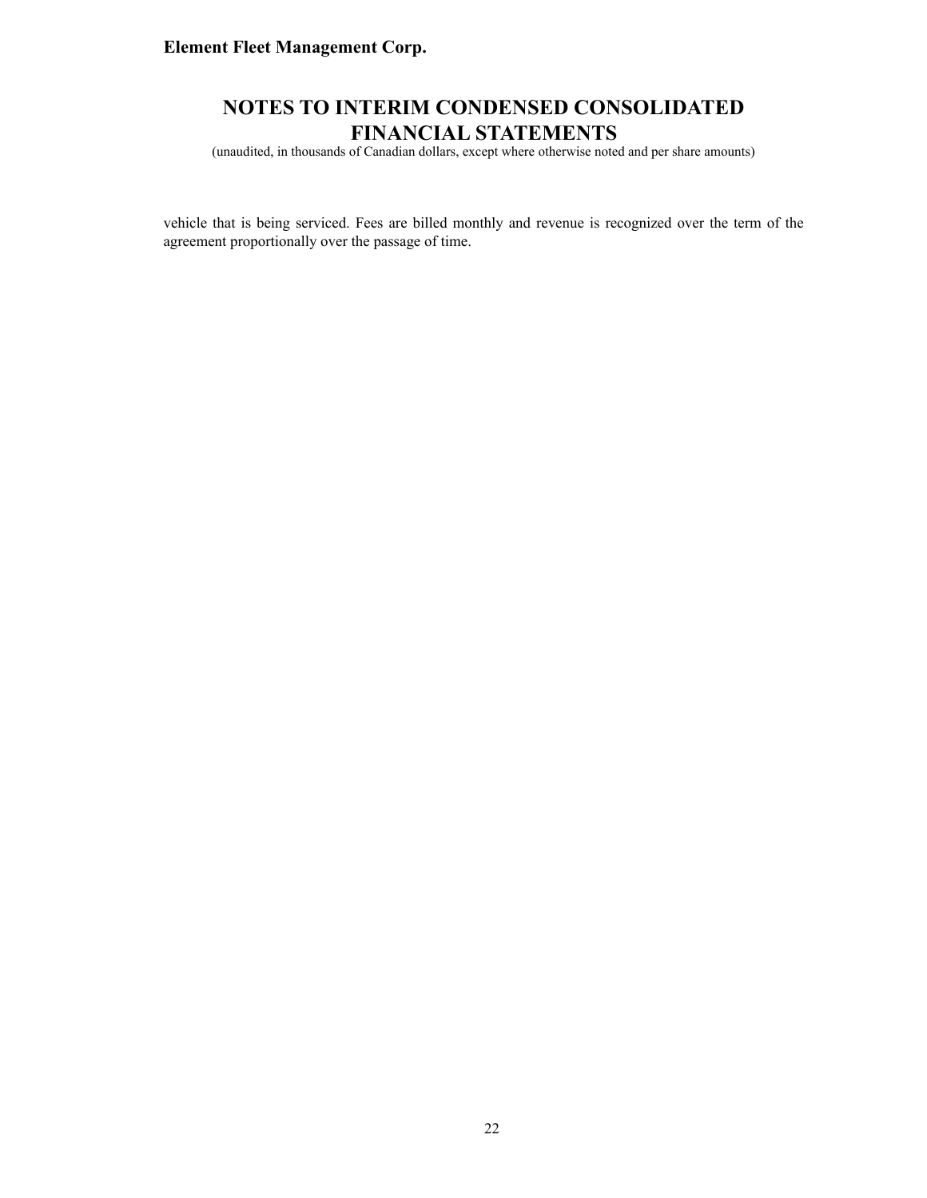vehicle that is being serviced. Fees are billed monthly and revenue is recognized over the term of the agreement proportionally over the passage of time.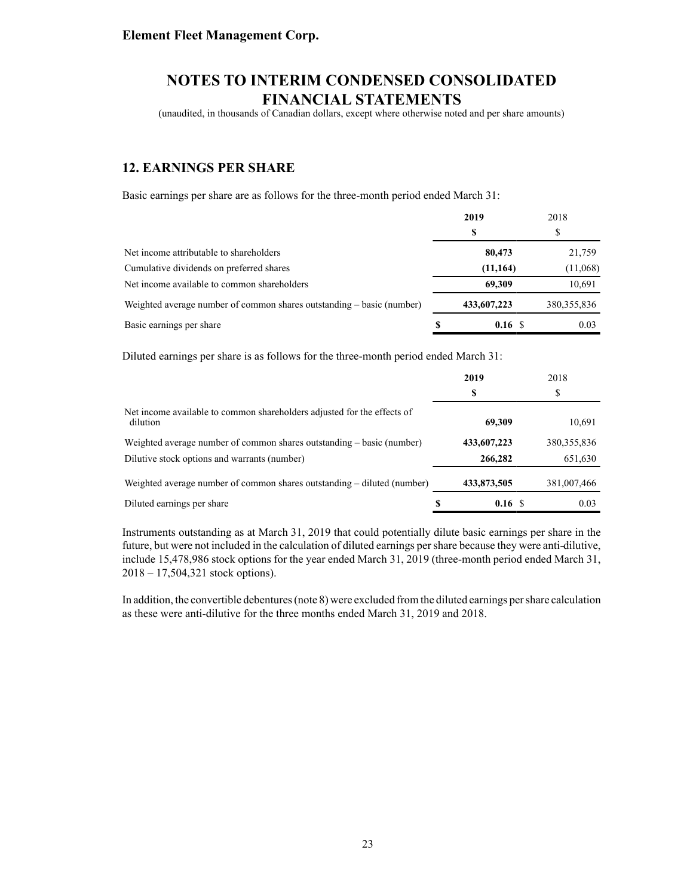**Element Fleet Management Corp.**

# NOTES TO INTERIM CONDENSED CONSOLIDATED FINANCIAL STATEMENTS

(unaudited, in thousands of Canadian dollars, except where otherwise noted and per share amounts)

## 12. EARNINGS PER SHARE

Basic earnings per share are as follows for the three-month period ended March 31:

| | **2019** | 2018 |
|---|---|---|
| | **$** | $ |
| Net income attributable to shareholders | **80,473** | 21,759 |
| Cumulative dividends on preferred shares | **(11,164)** | (11,068) |
| Net income available to common shareholders | **69,309** | 10,691 |
| Weighted average number of common shares outstanding – basic (number) | **433,607,223** | 380,355,836 |
| Basic earnings per share | **$ 0.16** | $ 0.03 |

Diluted earnings per share is as follows for the three-month period ended March 31:

| | **2019** | 2018 |
|---|---|---|
| | **$** | $ |
| Net income available to common shareholders adjusted for the effects of dilution | **69,309** | 10,691 |
| Weighted average number of common shares outstanding – basic (number) | **433,607,223** | 380,355,836 |
| Dilutive stock options and warrants (number) | **266,282** | 651,630 |
| Weighted average number of common shares outstanding – diluted (number) | **433,873,505** | 381,007,466 |
| Diluted earnings per share | **$ 0.16** | $ 0.03 |

Instruments outstanding as at March 31, 2019 that could potentially dilute basic earnings per share in the future, but were not included in the calculation of diluted earnings per share because they were anti-dilutive, include 15,478,986 stock options for the year ended March 31, 2019 (three-month period ended March 31, 2018 – 17,504,321 stock options).

In addition, the convertible debentures (note 8) were excluded from the diluted earnings per share calculation as these were anti-dilutive for the three months ended March 31, 2019 and 2018.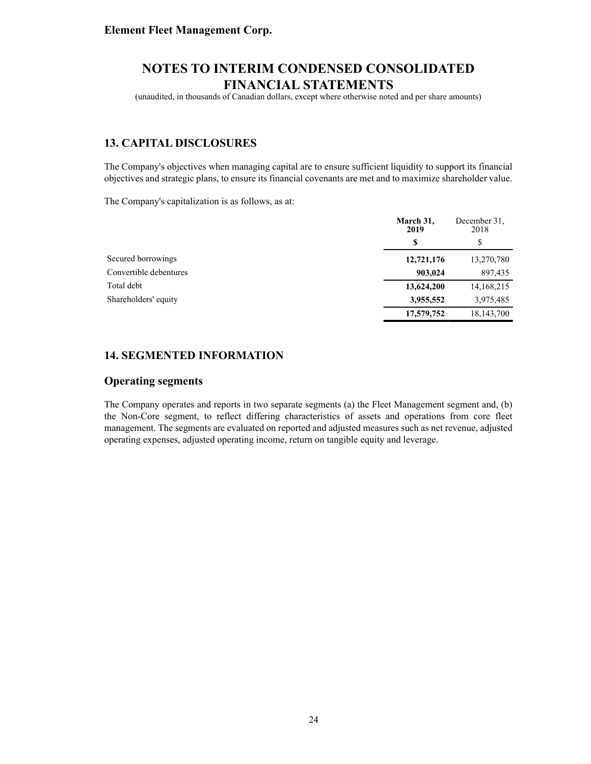## 13. CAPITAL DISCLOSURES

The Company's objectives when managing capital are to ensure sufficient liquidity to support its financial objectives and strategic plans, to ensure its financial covenants are met and to maximize shareholder value.

The Company's capitalization is as follows, as at:

| | March 31, 2019 | December 31, 2018 |
|---|---|---|
| | $ | $ |
| Secured borrowings | 12,721,176 | 13,270,780 |
| Convertible debentures | 903,024 | 897,435 |
| Total debt | 13,624,200 | 14,168,215 |
| Shareholders' equity | 3,955,552 | 3,975,485 |
| | 17,579,752 | 18,143,700 |

## 14. SEGMENTED INFORMATION

### Operating segments

The Company operates and reports in two separate segments (a) the Fleet Management segment and, (b) the Non-Core segment, to reflect differing characteristics of assets and operations from core fleet management. The segments are evaluated on reported and adjusted measures such as net revenue, adjusted operating expenses, adjusted operating income, return on tangible equity and leverage.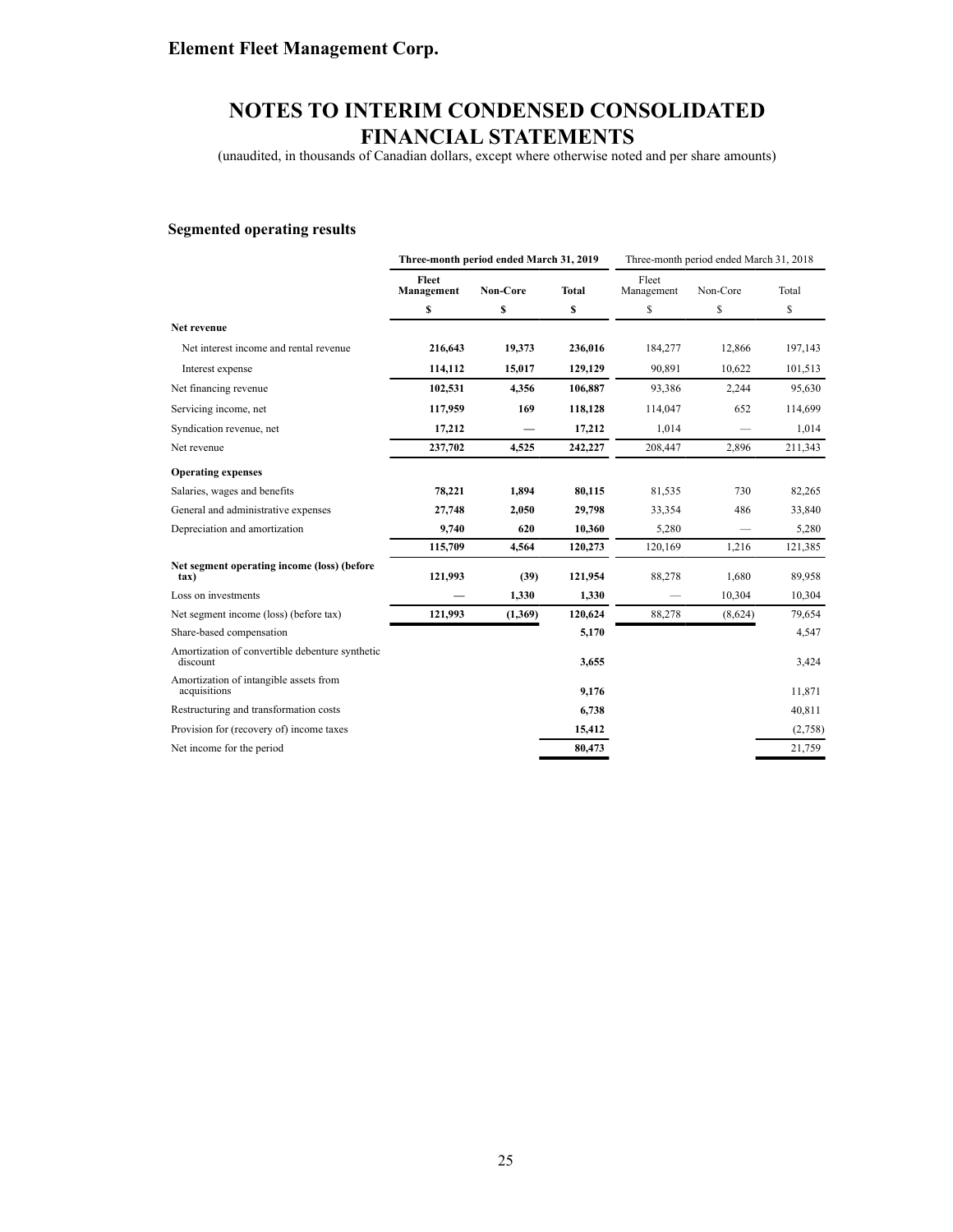# Element Fleet Management Corp.

# NOTES TO INTERIM CONDENSED CONSOLIDATED FINANCIAL STATEMENTS

(unaudited, in thousands of Canadian dollars, except where otherwise noted and per share amounts)

### Segmented operating results

| | Three-month period ended March 31, 2019 | | | Three-month period ended March 31, 2018 | | |
|---|---|---|---|---|---|---|
| | **Fleet Management** | **Non-Core** | **Total** | Fleet Management | Non-Core | Total |
| | **$** | **$** | **$** | $ | $ | $ |
| **Net revenue** | | | | | | |
| Net interest income and rental revenue | **216,643** | **19,373** | **236,016** | 184,277 | 12,866 | 197,143 |
| Interest expense | **114,112** | **15,017** | **129,129** | 90,891 | 10,622 | 101,513 |
| Net financing revenue | **102,531** | **4,356** | **106,887** | 93,386 | 2,244 | 95,630 |
| Servicing income, net | **117,959** | **169** | **118,128** | 114,047 | 652 | 114,699 |
| Syndication revenue, net | **17,212** | **—** | **17,212** | 1,014 | — | 1,014 |
| Net revenue | **237,702** | **4,525** | **242,227** | 208,447 | 2,896 | 211,343 |
| **Operating expenses** | | | | | | |
| Salaries, wages and benefits | **78,221** | **1,894** | **80,115** | 81,535 | 730 | 82,265 |
| General and administrative expenses | **27,748** | **2,050** | **29,798** | 33,354 | 486 | 33,840 |
| Depreciation and amortization | **9,740** | **620** | **10,360** | 5,280 | — | 5,280 |
| | **115,709** | **4,564** | **120,273** | 120,169 | 1,216 | 121,385 |
| **Net segment operating income (loss) (before tax)** | **121,993** | **(39)** | **121,954** | 88,278 | 1,680 | 89,958 |
| Loss on investments | **—** | **1,330** | **1,330** | — | 10,304 | 10,304 |
| Net segment income (loss) (before tax) | **121,993** | **(1,369)** | **120,624** | 88,278 | (8,624) | 79,654 |
| Share-based compensation | | | **5,170** | | | 4,547 |
| Amortization of convertible debenture synthetic discount | | | **3,655** | | | 3,424 |
| Amortization of intangible assets from acquisitions | | | **9,176** | | | 11,871 |
| Restructuring and transformation costs | | | **6,738** | | | 40,811 |
| Provision for (recovery of) income taxes | | | **15,412** | | | (2,758) |
| Net income for the period | | | **80,473** | | | 21,759 |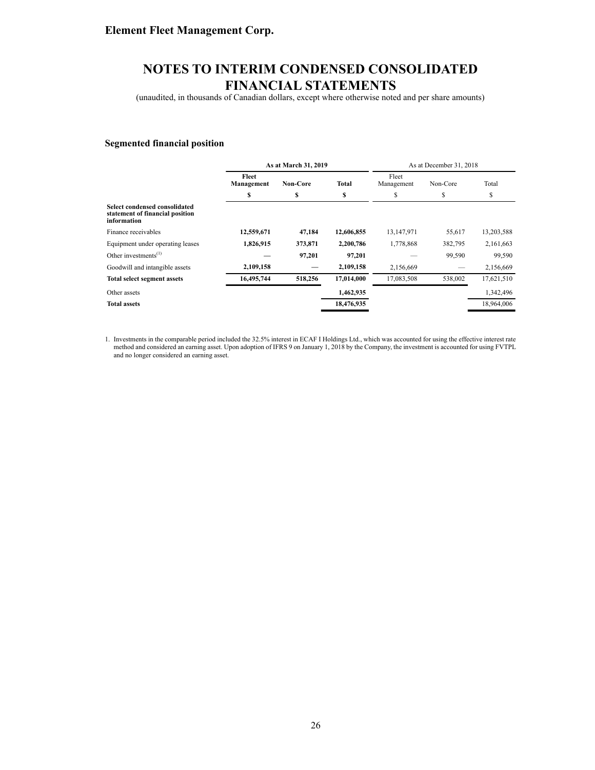## Element Fleet Management Corp.

# NOTES TO INTERIM CONDENSED CONSOLIDATED FINANCIAL STATEMENTS

(unaudited, in thousands of Canadian dollars, except where otherwise noted and per share amounts)

### Segmented financial position

| | As at March 31, 2019 | | | As at December 31, 2018 | | |
|---|---|---|---|---|---|---|
| | **Fleet Management** | **Non-Core** | **Total** | Fleet Management | Non-Core | Total |
| | **$** | **$** | **$** | $ | $ | $ |
| **Select condensed consolidated statement of financial position information** | | | | | | |
| Finance receivables | **12,559,671** | **47,184** | **12,606,855** | 13,147,971 | 55,617 | 13,203,588 |
| Equipment under operating leases | **1,826,915** | **373,871** | **2,200,786** | 1,778,868 | 382,795 | 2,161,663 |
| Other investments[1] | **—** | **97,201** | **97,201** | — | 99,590 | 99,590 |
| Goodwill and intangible assets | **2,109,158** | **—** | **2,109,158** | 2,156,669 | — | 2,156,669 |
| **Total select segment assets** | **16,495,744** | **518,256** | **17,014,000** | 17,083,508 | 538,002 | 17,621,510 |
| Other assets | | | **1,462,935** | | | 1,342,496 |
| **Total assets** | | | **18,476,935** | | | 18,964,006 |

1. Investments in the comparable period included the 32.5% interest in ECAF I Holdings Ltd., which was accounted for using the effective interest rate method and considered an earning asset. Upon adoption of IFRS 9 on January 1, 2018 by the Company, the investment is accounted for using FVTPL and no longer considered an earning asset.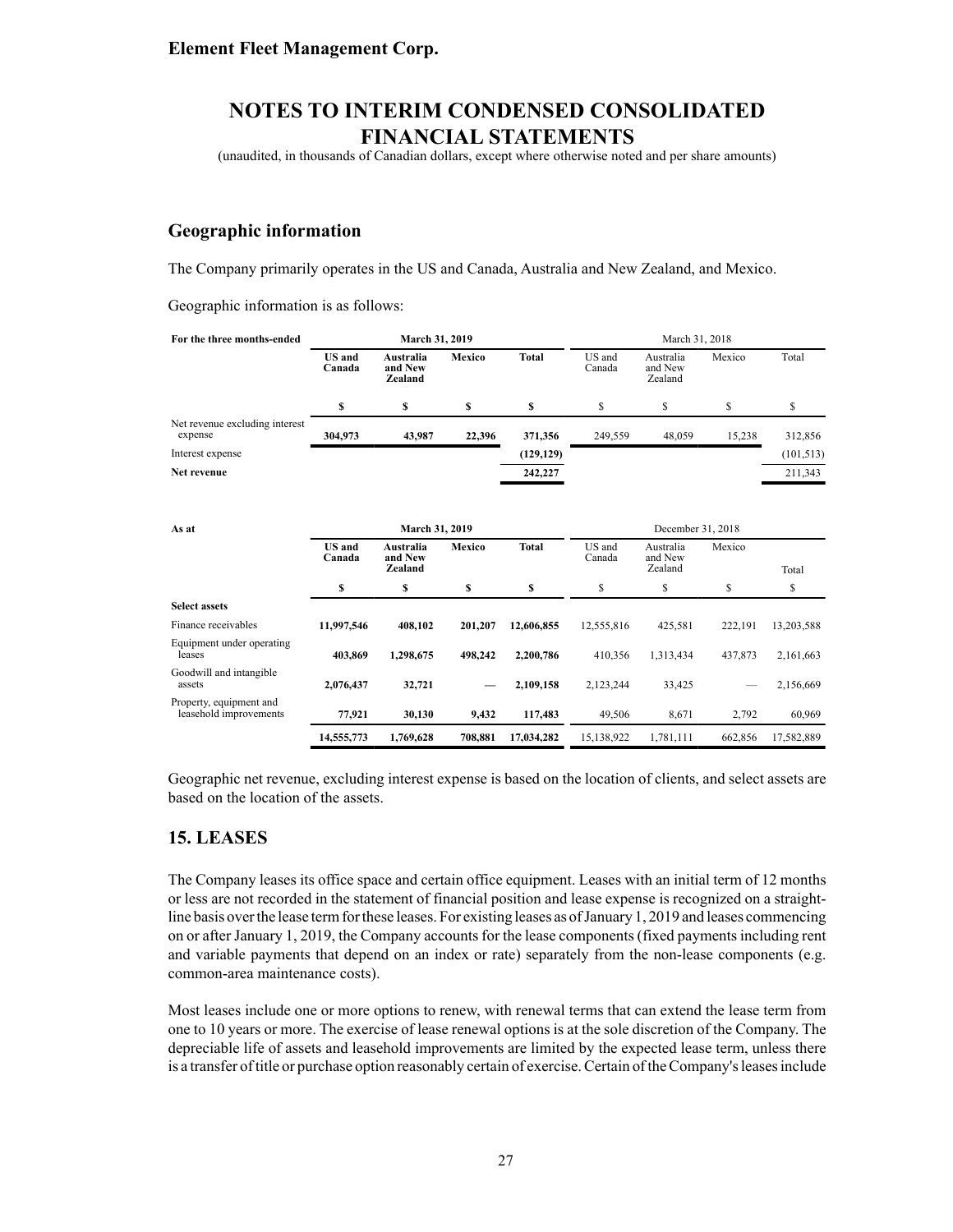# Element Fleet Management Corp.

## NOTES TO INTERIM CONDENSED CONSOLIDATED FINANCIAL STATEMENTS

(unaudited, in thousands of Canadian dollars, except where otherwise noted and per share amounts)

## Geographic information

The Company primarily operates in the US and Canada, Australia and New Zealand, and Mexico.

Geographic information is as follows:

| For the three months-ended | March 31, 2019 | | | | March 31, 2018 | | | |
|---|---|---|---|---|---|---|---|---|
| | US and Canada | Australia and New Zealand | Mexico | Total | US and Canada | Australia and New Zealand | Mexico | Total |
| | $ | $ | $ | $ | $ | $ | $ | $ |
| Net revenue excluding interest expense | 304,973 | 43,987 | 22,396 | 371,356 | 249,559 | 48,059 | 15,238 | 312,856 |
| Interest expense | | | | (129,129) | | | | (101,513) |
| **Net revenue** | | | | 242,227 | | | | 211,343 |

| As at | March 31, 2019 | | | | December 31, 2018 | | | |
|---|---|---|---|---|---|---|---|---|
| | US and Canada | Australia and New Zealand | Mexico | Total | US and Canada | Australia and New Zealand | Mexico | Total |
| | $ | $ | $ | $ | $ | $ | $ | $ |
| **Select assets** | | | | | | | | |
| Finance receivables | 11,997,546 | 408,102 | 201,207 | 12,606,855 | 12,555,816 | 425,581 | 222,191 | 13,203,588 |
| Equipment under operating leases | 403,869 | 1,298,675 | 498,242 | 2,200,786 | 410,356 | 1,313,434 | 437,873 | 2,161,663 |
| Goodwill and intangible assets | 2,076,437 | 32,721 | — | 2,109,158 | 2,123,244 | 33,425 | — | 2,156,669 |
| Property, equipment and leasehold improvements | 77,921 | 30,130 | 9,432 | 117,483 | 49,506 | 8,671 | 2,792 | 60,969 |
| | 14,555,773 | 1,769,628 | 708,881 | 17,034,282 | 15,138,922 | 1,781,111 | 662,856 | 17,582,889 |

Geographic net revenue, excluding interest expense is based on the location of clients, and select assets are based on the location of the assets.

## 15. LEASES

The Company leases its office space and certain office equipment. Leases with an initial term of 12 months or less are not recorded in the statement of financial position and lease expense is recognized on a straight-line basis over the lease term for these leases. For existing leases as of January 1, 2019 and leases commencing on or after January 1, 2019, the Company accounts for the lease components (fixed payments including rent and variable payments that depend on an index or rate) separately from the non-lease components (e.g. common-area maintenance costs).

Most leases include one or more options to renew, with renewal terms that can extend the lease term from one to 10 years or more. The exercise of lease renewal options is at the sole discretion of the Company. The depreciable life of assets and leasehold improvements are limited by the expected lease term, unless there is a transfer of title or purchase option reasonably certain of exercise. Certain of the Company's leases include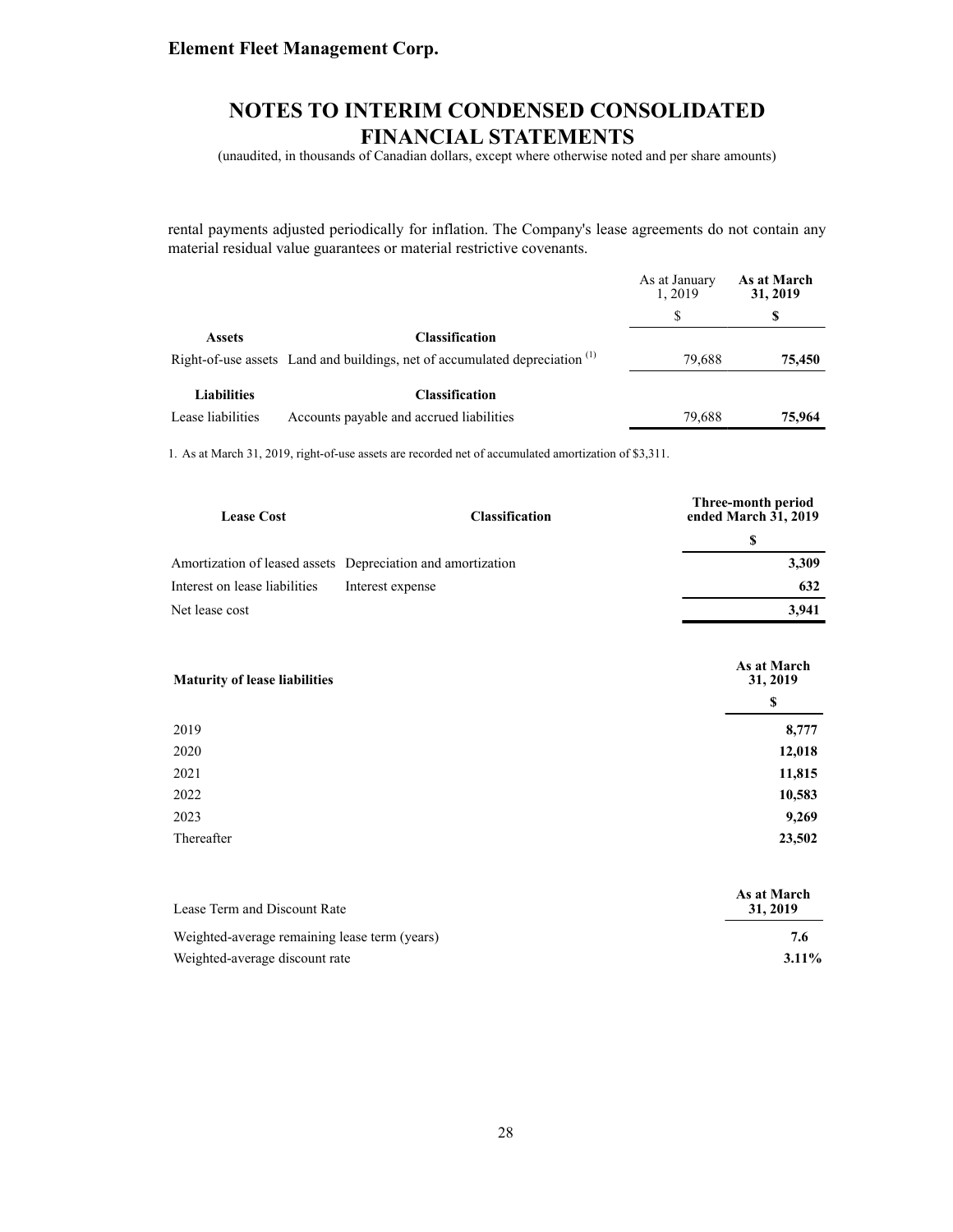rental payments adjusted periodically for inflation. The Company's lease agreements do not contain any material residual value guarantees or material restrictive covenants.

| | | As at January 1, 2019 | As at March 31, 2019 |
|---|---|---|---|
| | | $ | **$** |
| **Assets** | **Classification** | | |
| Right-of-use assets | Land and buildings, net of accumulated depreciation [(1)] | 79,688 | **75,450** |
| **Liabilities** | **Classification** | | |
| Lease liabilities | Accounts payable and accrued liabilities | 79,688 | **75,964** |

1. As at March 31, 2019, right-of-use assets are recorded net of accumulated amortization of $3,311.

| **Lease Cost** | **Classification** | **Three-month period ended March 31, 2019** |
|---|---|---|
| | | **$** |
| Amortization of leased assets | Depreciation and amortization | **3,309** |
| Interest on lease liabilities | Interest expense | **632** |
| Net lease cost | | **3,941** |

| **Maturity of lease liabilities** | **As at March 31, 2019** |
|---|---|
| | **$** |
| 2019 | **8,777** |
| 2020 | **12,018** |
| 2021 | **11,815** |
| 2022 | **10,583** |
| 2023 | **9,269** |
| Thereafter | **23,502** |

| Lease Term and Discount Rate | **As at March 31, 2019** |
|---|---|
| Weighted-average remaining lease term (years) | **7.6** |
| Weighted-average discount rate | **3.11%** |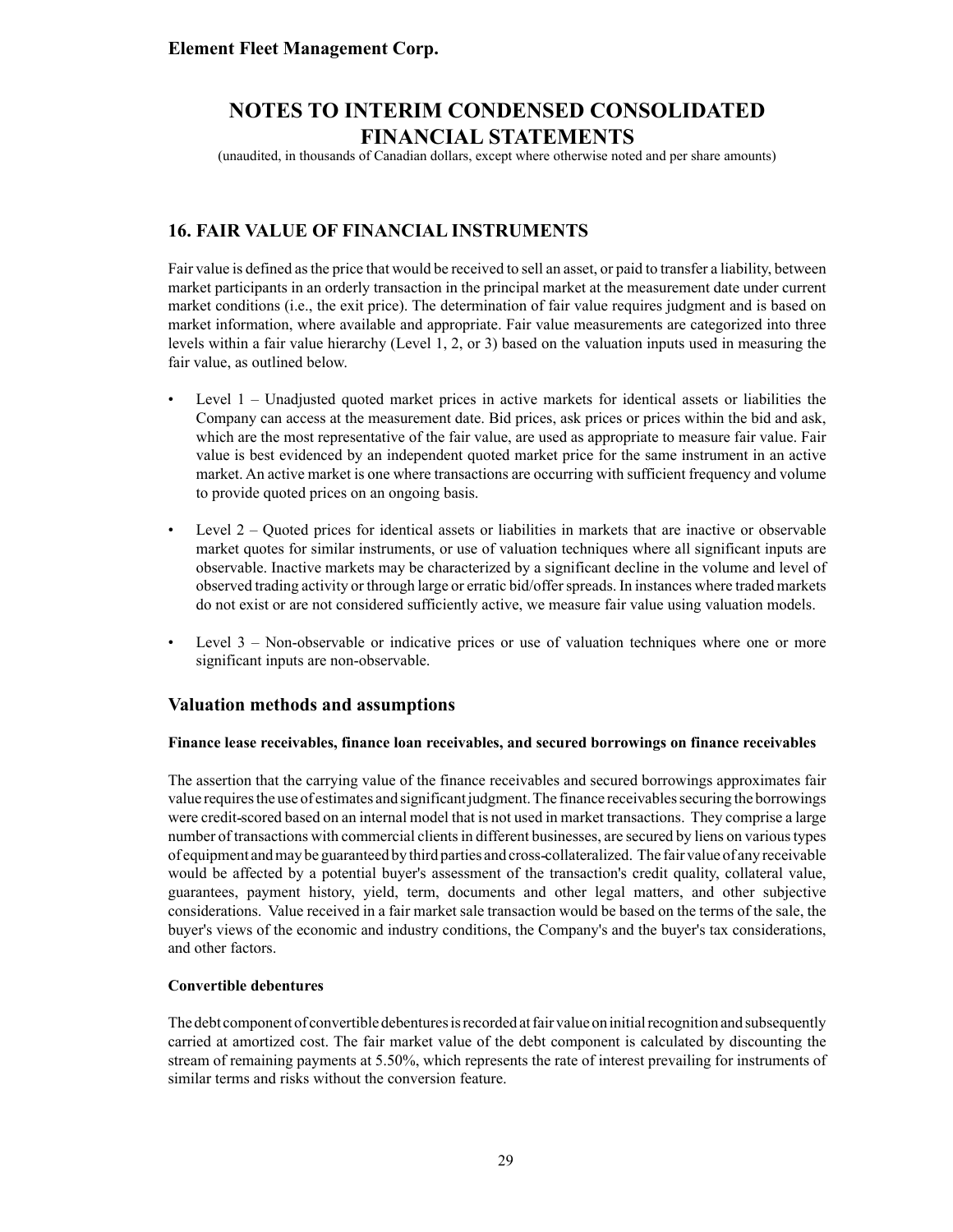# 16. FAIR VALUE OF FINANCIAL INSTRUMENTS

Fair value is defined as the price that would be received to sell an asset, or paid to transfer a liability, between market participants in an orderly transaction in the principal market at the measurement date under current market conditions (i.e., the exit price). The determination of fair value requires judgment and is based on market information, where available and appropriate. Fair value measurements are categorized into three levels within a fair value hierarchy (Level 1, 2, or 3) based on the valuation inputs used in measuring the fair value, as outlined below.

- Level 1 – Unadjusted quoted market prices in active markets for identical assets or liabilities the Company can access at the measurement date. Bid prices, ask prices or prices within the bid and ask, which are the most representative of the fair value, are used as appropriate to measure fair value. Fair value is best evidenced by an independent quoted market price for the same instrument in an active market. An active market is one where transactions are occurring with sufficient frequency and volume to provide quoted prices on an ongoing basis.
- Level 2 – Quoted prices for identical assets or liabilities in markets that are inactive or observable market quotes for similar instruments, or use of valuation techniques where all significant inputs are observable. Inactive markets may be characterized by a significant decline in the volume and level of observed trading activity or through large or erratic bid/offer spreads. In instances where traded markets do not exist or are not considered sufficiently active, we measure fair value using valuation models.
- Level 3 – Non-observable or indicative prices or use of valuation techniques where one or more significant inputs are non-observable.

## Valuation methods and assumptions

**Finance lease receivables, finance loan receivables, and secured borrowings on finance receivables**

The assertion that the carrying value of the finance receivables and secured borrowings approximates fair value requires the use of estimates and significant judgment. The finance receivables securing the borrowings were credit-scored based on an internal model that is not used in market transactions. They comprise a large number of transactions with commercial clients in different businesses, are secured by liens on various types of equipment and may be guaranteed by third parties and cross-collateralized. The fair value of any receivable would be affected by a potential buyer's assessment of the transaction's credit quality, collateral value, guarantees, payment history, yield, term, documents and other legal matters, and other subjective considerations. Value received in a fair market sale transaction would be based on the terms of the sale, the buyer's views of the economic and industry conditions, the Company's and the buyer's tax considerations, and other factors.

**Convertible debentures**

The debt component of convertible debentures is recorded at fair value on initial recognition and subsequently carried at amortized cost. The fair market value of the debt component is calculated by discounting the stream of remaining payments at 5.50%, which represents the rate of interest prevailing for instruments of similar terms and risks without the conversion feature.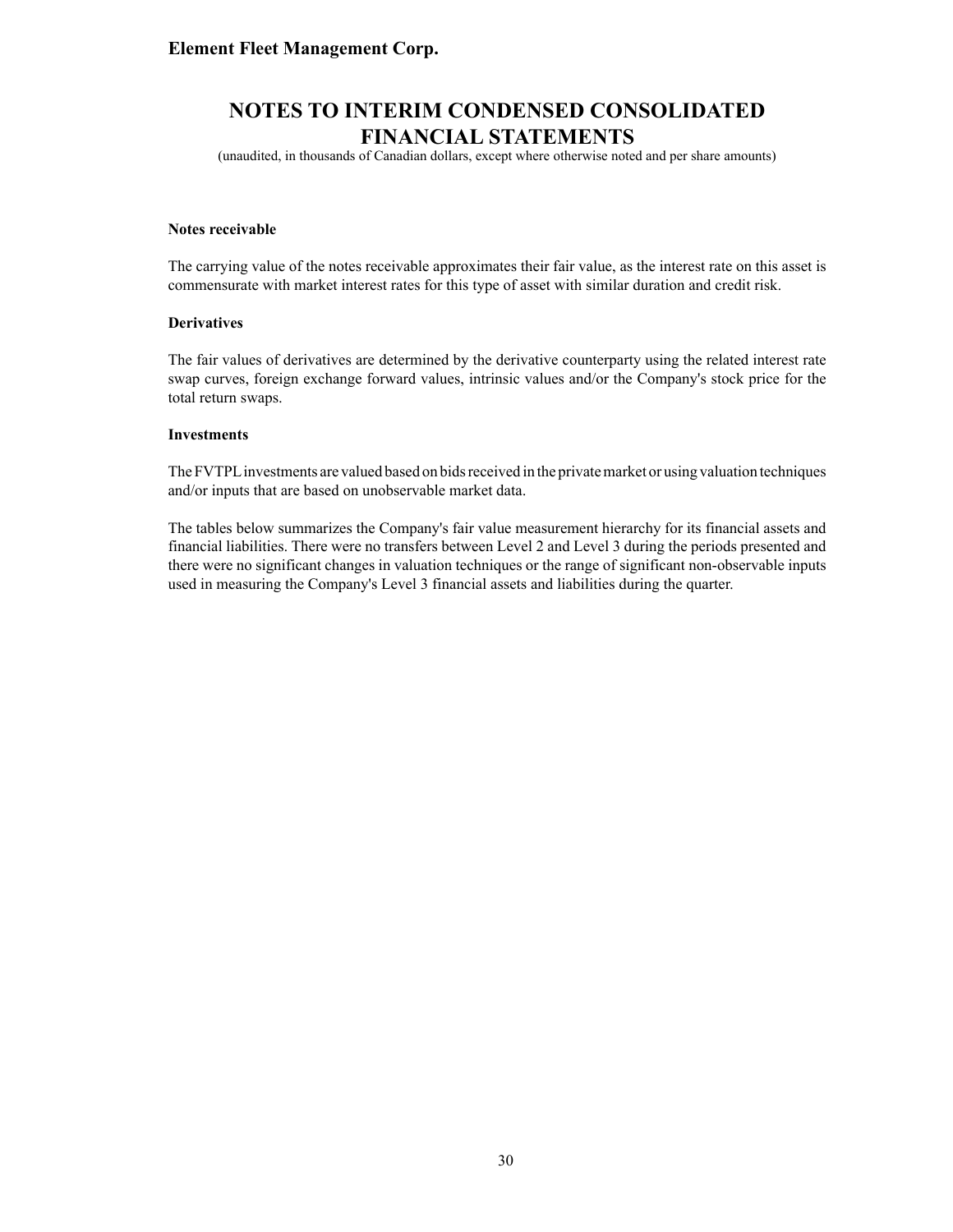#### Notes receivable

The carrying value of the notes receivable approximates their fair value, as the interest rate on this asset is commensurate with market interest rates for this type of asset with similar duration and credit risk.

#### Derivatives

The fair values of derivatives are determined by the derivative counterparty using the related interest rate swap curves, foreign exchange forward values, intrinsic values and/or the Company's stock price for the total return swaps.

#### Investments

The FVTPL investments are valued based on bids received in the private market or using valuation techniques and/or inputs that are based on unobservable market data.

The tables below summarizes the Company's fair value measurement hierarchy for its financial assets and financial liabilities. There were no transfers between Level 2 and Level 3 during the periods presented and there were no significant changes in valuation techniques or the range of significant non-observable inputs used in measuring the Company's Level 3 financial assets and liabilities during the quarter.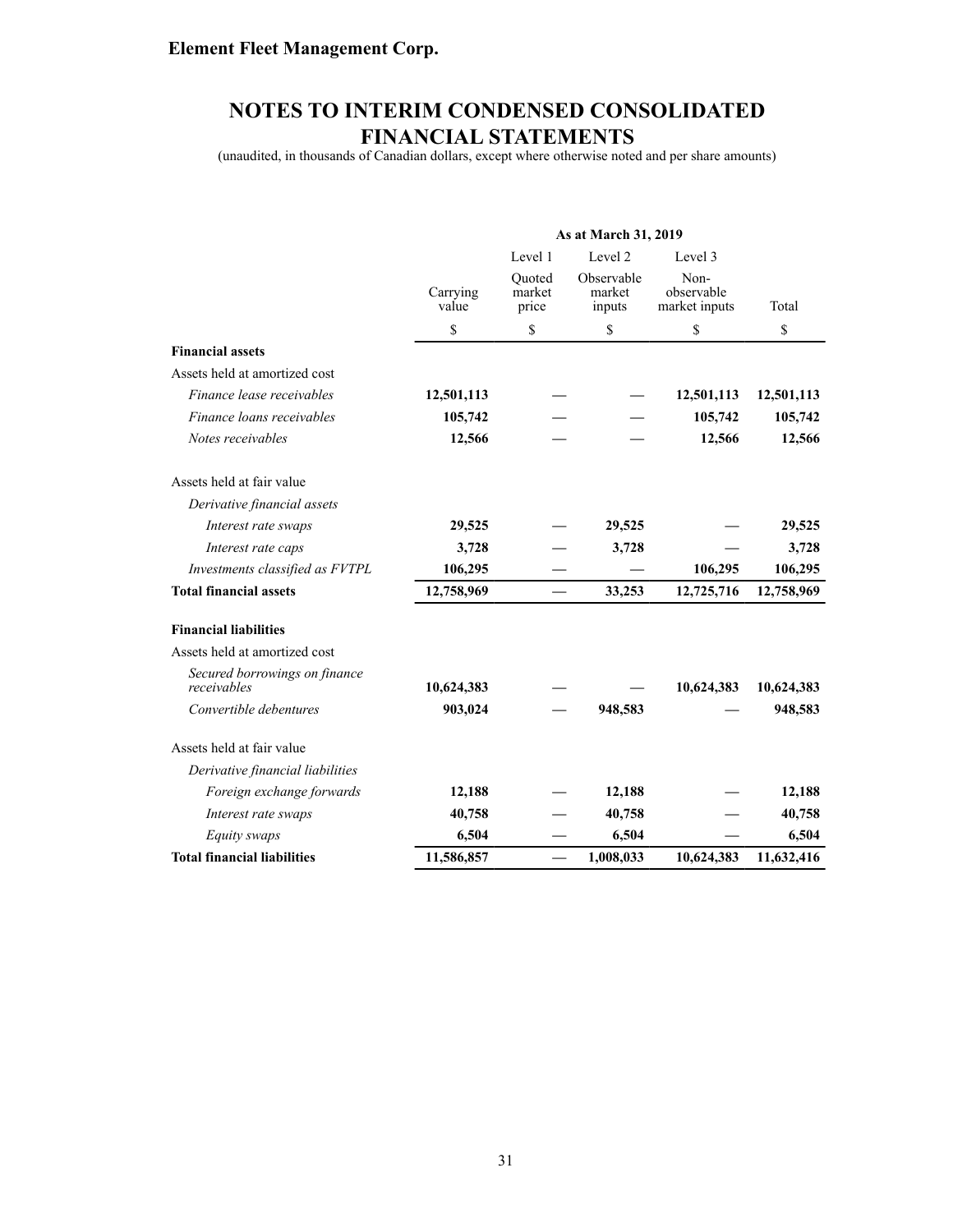# Element Fleet Management Corp.

## NOTES TO INTERIM CONDENSED CONSOLIDATED FINANCIAL STATEMENTS

(unaudited, in thousands of Canadian dollars, except where otherwise noted and per share amounts)

| | As at March 31, 2019 | | | | |
|---|---|---|---|---|---|
| | | Level 1 | Level 2 | Level 3 | |
| | Carrying value | Quoted market price | Observable market inputs | Non-observable market inputs | Total |
| | $ | $ | $ | $ | $ |
| **Financial assets** | | | | | |
| Assets held at amortized cost | | | | | |
| *Finance lease receivables* | **12,501,113** | — | — | **12,501,113** | **12,501,113** |
| *Finance loans receivables* | **105,742** | — | — | **105,742** | **105,742** |
| *Notes receivables* | **12,566** | — | — | **12,566** | **12,566** |
| Assets held at fair value | | | | | |
| *Derivative financial assets* | | | | | |
| *Interest rate swaps* | **29,525** | — | **29,525** | — | **29,525** |
| *Interest rate caps* | **3,728** | — | **3,728** | — | **3,728** |
| *Investments classified as FVTPL* | **106,295** | — | — | **106,295** | **106,295** |
| **Total financial assets** | **12,758,969** | — | **33,253** | **12,725,716** | **12,758,969** |
| **Financial liabilities** | | | | | |
| Assets held at amortized cost | | | | | |
| *Secured borrowings on finance receivables* | **10,624,383** | — | — | **10,624,383** | **10,624,383** |
| *Convertible debentures* | **903,024** | — | **948,583** | — | **948,583** |
| Assets held at fair value | | | | | |
| *Derivative financial liabilities* | | | | | |
| *Foreign exchange forwards* | **12,188** | — | **12,188** | — | **12,188** |
| *Interest rate swaps* | **40,758** | — | **40,758** | — | **40,758** |
| *Equity swaps* | **6,504** | — | **6,504** | — | **6,504** |
| **Total financial liabilities** | **11,586,857** | — | **1,008,033** | **10,624,383** | **11,632,416** |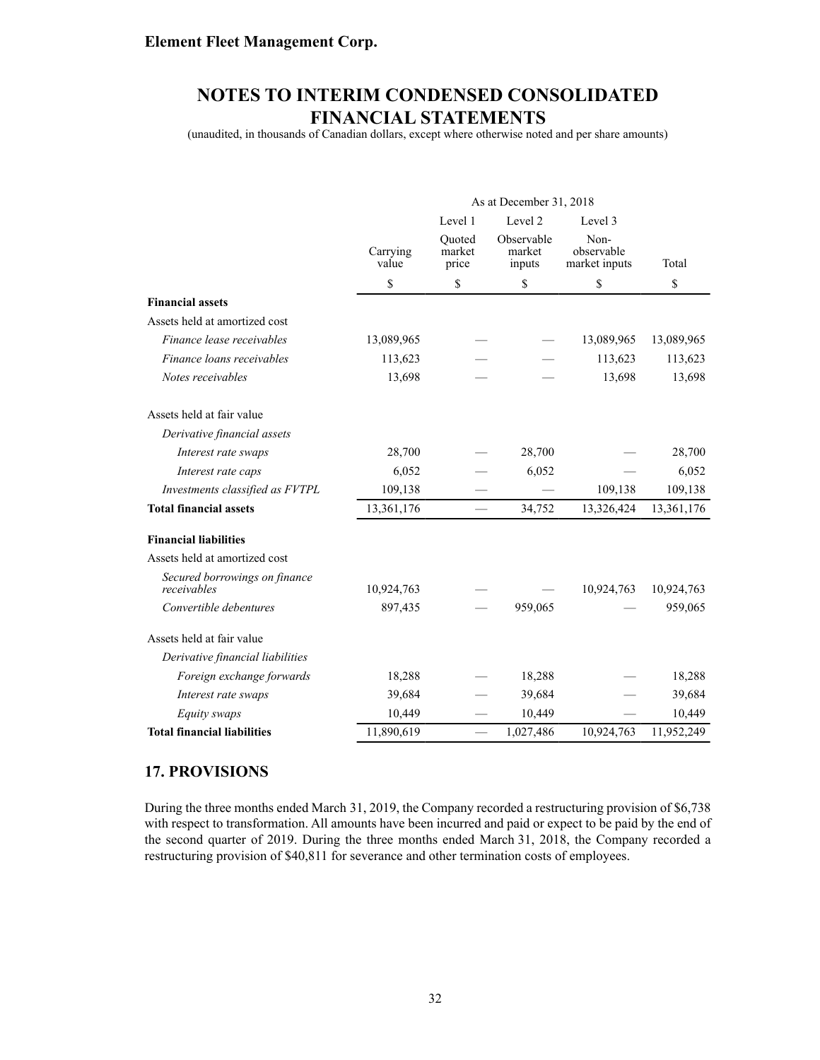| | As at December 31, 2018 | | | | |
|---|---|---|---|---|---|
| | | Level 1 | Level 2 | Level 3 | |
| | Carrying value | Quoted market price | Observable market inputs | Non-observable market inputs | Total |
| | $ | $ | $ | $ | $ |
| **Financial assets** | | | | | |
| Assets held at amortized cost | | | | | |
| *Finance lease receivables* | 13,089,965 | — | — | 13,089,965 | 13,089,965 |
| *Finance loans receivables* | 113,623 | — | — | 113,623 | 113,623 |
| *Notes receivables* | 13,698 | — | — | 13,698 | 13,698 |
| | | | | | |
| Assets held at fair value | | | | | |
| *Derivative financial assets* | | | | | |
| *Interest rate swaps* | 28,700 | — | 28,700 | — | 28,700 |
| *Interest rate caps* | 6,052 | — | 6,052 | — | 6,052 |
| *Investments classified as FVTPL* | 109,138 | — | — | 109,138 | 109,138 |
| **Total financial assets** | 13,361,176 | — | 34,752 | 13,326,424 | 13,361,176 |
| | | | | | |
| **Financial liabilities** | | | | | |
| Assets held at amortized cost | | | | | |
| *Secured borrowings on finance receivables* | 10,924,763 | — | — | 10,924,763 | 10,924,763 |
| *Convertible debentures* | 897,435 | — | 959,065 | — | 959,065 |
| | | | | | |
| Assets held at fair value | | | | | |
| *Derivative financial liabilities* | | | | | |
| *Foreign exchange forwards* | 18,288 | — | 18,288 | — | 18,288 |
| *Interest rate swaps* | 39,684 | — | 39,684 | — | 39,684 |
| *Equity swaps* | 10,449 | — | 10,449 | — | 10,449 |
| **Total financial liabilities** | 11,890,619 | — | 1,027,486 | 10,924,763 | 11,952,249 |

## 17. PROVISIONS

During the three months ended March 31, 2019, the Company recorded a restructuring provision of $6,738 with respect to transformation. All amounts have been incurred and paid or expect to be paid by the end of the second quarter of 2019. During the three months ended March 31, 2018, the Company recorded a restructuring provision of $40,811 for severance and other termination costs of employees.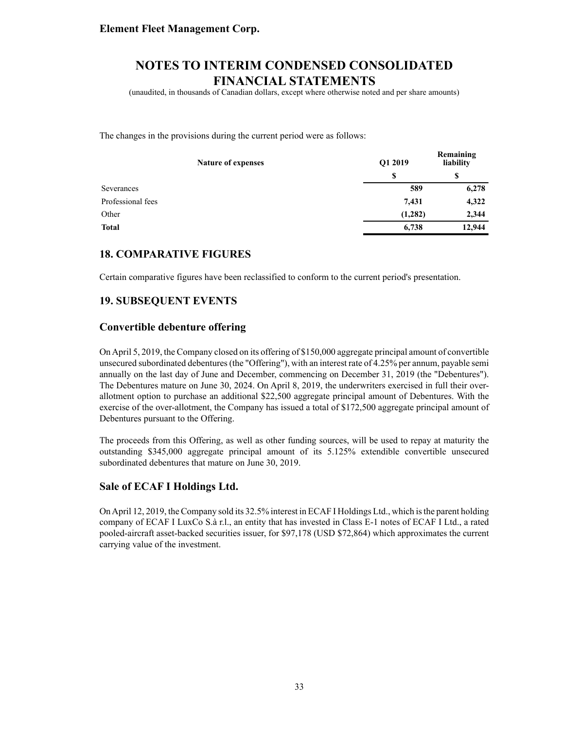The changes in the provisions during the current period were as follows:

| Nature of expenses | Q1 2019 | Remaining liability |
|---|---|---|
| | $ | $ |
| Severances | **589** | **6,278** |
| Professional fees | **7,431** | **4,322** |
| Other | **(1,282)** | **2,344** |
| **Total** | **6,738** | **12,944** |

## 18. COMPARATIVE FIGURES

Certain comparative figures have been reclassified to conform to the current period's presentation.

## 19. SUBSEQUENT EVENTS

### Convertible debenture offering

On April 5, 2019, the Company closed on its offering of $150,000 aggregate principal amount of convertible unsecured subordinated debentures (the "Offering"), with an interest rate of 4.25% per annum, payable semi annually on the last day of June and December, commencing on December 31, 2019 (the "Debentures"). The Debentures mature on June 30, 2024. On April 8, 2019, the underwriters exercised in full their over-allotment option to purchase an additional $22,500 aggregate principal amount of Debentures. With the exercise of the over-allotment, the Company has issued a total of $172,500 aggregate principal amount of Debentures pursuant to the Offering.

The proceeds from this Offering, as well as other funding sources, will be used to repay at maturity the outstanding $345,000 aggregate principal amount of its 5.125% extendible convertible unsecured subordinated debentures that mature on June 30, 2019.

### Sale of ECAF I Holdings Ltd.

On April 12, 2019, the Company sold its 32.5% interest in ECAF I Holdings Ltd., which is the parent holding company of ECAF I LuxCo S.à r.l., an entity that has invested in Class E-1 notes of ECAF I Ltd., a rated pooled-aircraft asset-backed securities issuer, for $97,178 (USD $72,864) which approximates the current carrying value of the investment.